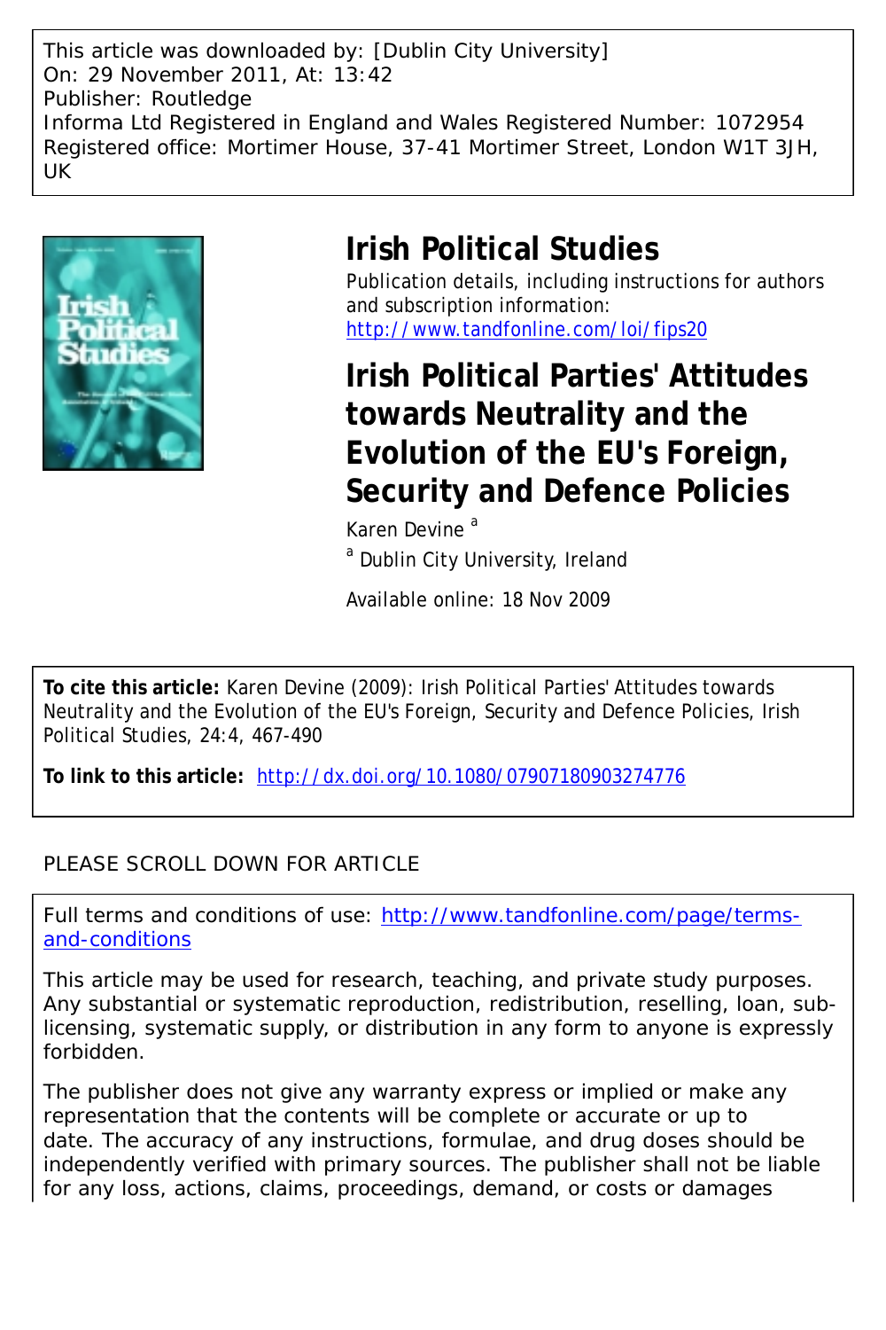This article was downloaded by: [Dublin City University]
On: 29 November 2011, At: 13:42
Publisher: Routledge
Informa Ltd Registered in England and Wales Registered Number: 1072954
Registered office: Mortimer House, 37-41 Mortimer Street, London W1T 3JH, UK

# Irish Political Studies

Publication details, including instructions for authors and subscription information:
http://www.tandfonline.com/loi/fips20

## Irish Political Parties' Attitudes towards Neutrality and the Evolution of the EU's Foreign, Security and Defence Policies

Karen Devine [a]

[a] Dublin City University, Ireland

Available online: 18 Nov 2009

**To cite this article:** Karen Devine (2009): Irish Political Parties' Attitudes towards Neutrality and the Evolution of the EU's Foreign, Security and Defence Policies, Irish Political Studies, 24:4, 467-490

**To link to this article:** http://dx.doi.org/10.1080/07907180903274776

PLEASE SCROLL DOWN FOR ARTICLE

Full terms and conditions of use: http://www.tandfonline.com/page/terms-and-conditions

This article may be used for research, teaching, and private study purposes. Any substantial or systematic reproduction, redistribution, reselling, loan, sub-licensing, systematic supply, or distribution in any form to anyone is expressly forbidden.

The publisher does not give any warranty express or implied or make any representation that the contents will be complete or accurate or up to date. The accuracy of any instructions, formulae, and drug doses should be independently verified with primary sources. The publisher shall not be liable for any loss, actions, claims, proceedings, demand, or costs or damages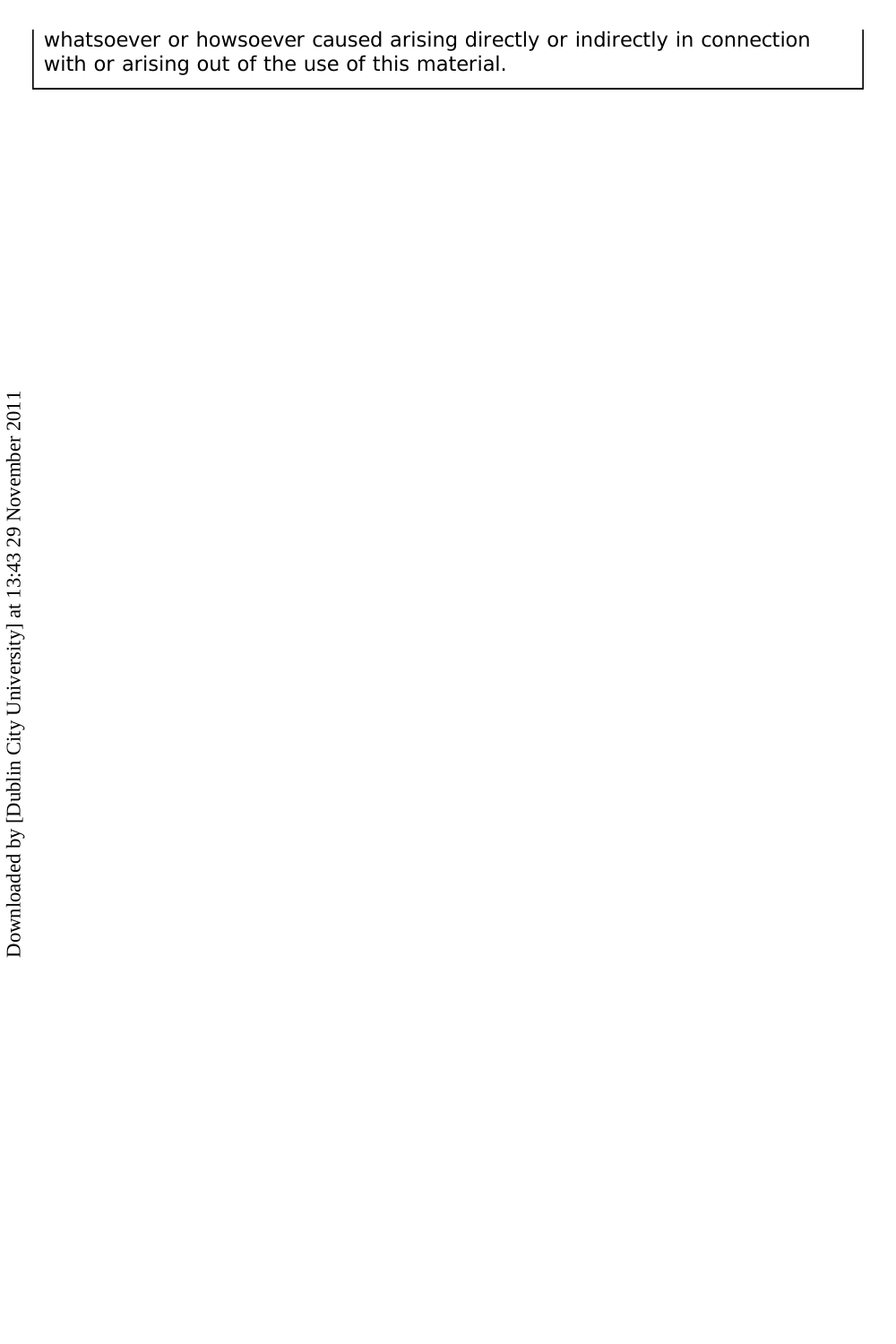whatsoever or howsoever caused arising directly or indirectly in connection with or arising out of the use of this material.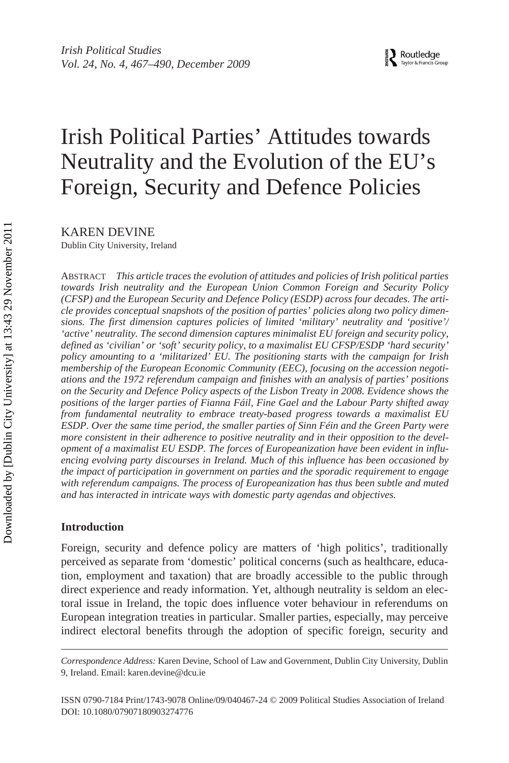# Irish Political Parties' Attitudes towards Neutrality and the Evolution of the EU's Foreign, Security and Defence Policies

KAREN DEVINE

Dublin City University, Ireland

ABSTRACT *This article traces the evolution of attitudes and policies of Irish political parties towards Irish neutrality and the European Union Common Foreign and Security Policy (CFSP) and the European Security and Defence Policy (ESDP) across four decades. The article provides conceptual snapshots of the position of parties' policies along two policy dimensions. The first dimension captures policies of limited 'military' neutrality and 'positive'/ 'active' neutrality. The second dimension captures minimalist EU foreign and security policy, defined as 'civilian' or 'soft' security policy, to a maximalist EU CFSP/ESDP 'hard security' policy amounting to a 'militarized' EU. The positioning starts with the campaign for Irish membership of the European Economic Community (EEC), focusing on the accession negotiations and the 1972 referendum campaign and finishes with an analysis of parties' positions on the Security and Defence Policy aspects of the Lisbon Treaty in 2008. Evidence shows the positions of the larger parties of Fianna Fáil, Fine Gael and the Labour Party shifted away from fundamental neutrality to embrace treaty-based progress towards a maximalist EU ESDP. Over the same time period, the smaller parties of Sinn Féin and the Green Party were more consistent in their adherence to positive neutrality and in their opposition to the development of a maximalist EU ESDP. The forces of Europeanization have been evident in influencing evolving party discourses in Ireland. Much of this influence has been occasioned by the impact of participation in government on parties and the sporadic requirement to engage with referendum campaigns. The process of Europeanization has thus been subtle and muted and has interacted in intricate ways with domestic party agendas and objectives.*

## Introduction

Foreign, security and defence policy are matters of 'high politics', traditionally perceived as separate from 'domestic' political concerns (such as healthcare, education, employment and taxation) that are broadly accessible to the public through direct experience and ready information. Yet, although neutrality is seldom an electoral issue in Ireland, the topic does influence voter behaviour in referendums on European integration treaties in particular. Smaller parties, especially, may perceive indirect electoral benefits through the adoption of specific foreign, security and

---

*Correspondence Address:* Karen Devine, School of Law and Government, Dublin City University, Dublin 9, Ireland. Email: karen.devine@dcu.ie

ISSN 0790-7184 Print/1743-9078 Online/09/040467-24 © 2009 Political Studies Association of Ireland
DOI: 10.1080/07907180903274776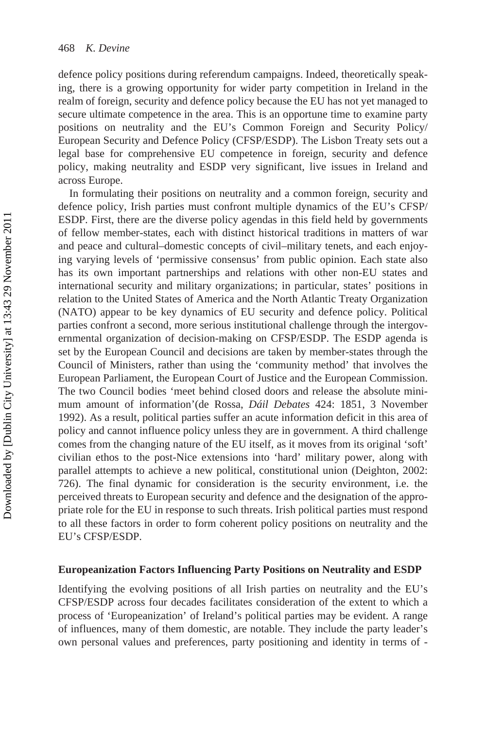defence policy positions during referendum campaigns. Indeed, theoretically speaking, there is a growing opportunity for wider party competition in Ireland in the realm of foreign, security and defence policy because the EU has not yet managed to secure ultimate competence in the area. This is an opportune time to examine party positions on neutrality and the EU's Common Foreign and Security Policy/ European Security and Defence Policy (CFSP/ESDP). The Lisbon Treaty sets out a legal base for comprehensive EU competence in foreign, security and defence policy, making neutrality and ESDP very significant, live issues in Ireland and across Europe.

In formulating their positions on neutrality and a common foreign, security and defence policy, Irish parties must confront multiple dynamics of the EU's CFSP/ ESDP. First, there are the diverse policy agendas in this field held by governments of fellow member-states, each with distinct historical traditions in matters of war and peace and cultural–domestic concepts of civil–military tenets, and each enjoying varying levels of 'permissive consensus' from public opinion. Each state also has its own important partnerships and relations with other non-EU states and international security and military organizations; in particular, states' positions in relation to the United States of America and the North Atlantic Treaty Organization (NATO) appear to be key dynamics of EU security and defence policy. Political parties confront a second, more serious institutional challenge through the intergovernmental organization of decision-making on CFSP/ESDP. The ESDP agenda is set by the European Council and decisions are taken by member-states through the Council of Ministers, rather than using the 'community method' that involves the European Parliament, the European Court of Justice and the European Commission. The two Council bodies 'meet behind closed doors and release the absolute minimum amount of information'(de Rossa, *Dáil Debates* 424: 1851, 3 November 1992). As a result, political parties suffer an acute information deficit in this area of policy and cannot influence policy unless they are in government. A third challenge comes from the changing nature of the EU itself, as it moves from its original 'soft' civilian ethos to the post-Nice extensions into 'hard' military power, along with parallel attempts to achieve a new political, constitutional union (Deighton, 2002: 726). The final dynamic for consideration is the security environment, i.e. the perceived threats to European security and defence and the designation of the appropriate role for the EU in response to such threats. Irish political parties must respond to all these factors in order to form coherent policy positions on neutrality and the EU's CFSP/ESDP.

### Europeanization Factors Influencing Party Positions on Neutrality and ESDP

Identifying the evolving positions of all Irish parties on neutrality and the EU's CFSP/ESDP across four decades facilitates consideration of the extent to which a process of 'Europeanization' of Ireland's political parties may be evident. A range of influences, many of them domestic, are notable. They include the party leader's own personal values and preferences, party positioning and identity in terms of -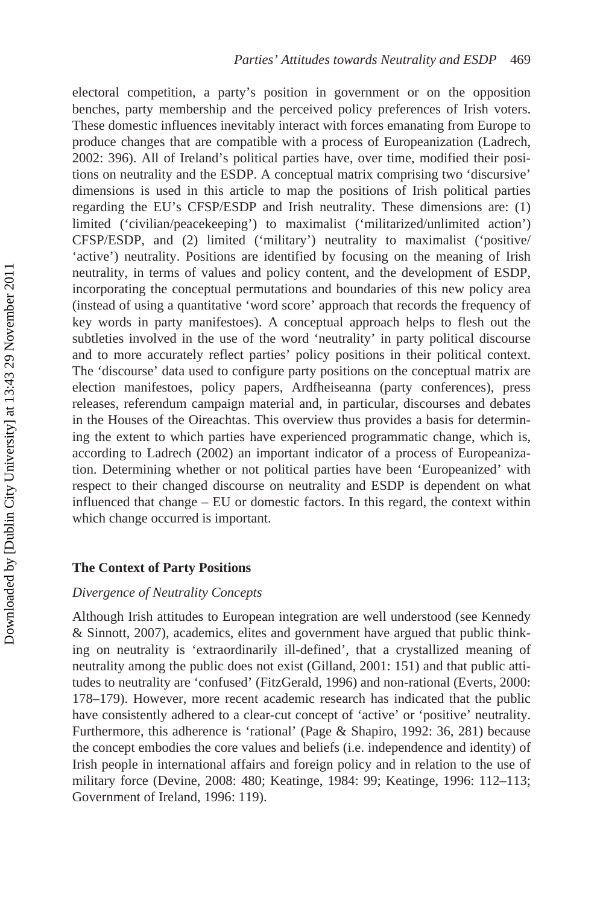electoral competition, a party's position in government or on the opposition benches, party membership and the perceived policy preferences of Irish voters. These domestic influences inevitably interact with forces emanating from Europe to produce changes that are compatible with a process of Europeanization (Ladrech, 2002: 396). All of Ireland's political parties have, over time, modified their positions on neutrality and the ESDP. A conceptual matrix comprising two 'discursive' dimensions is used in this article to map the positions of Irish political parties regarding the EU's CFSP/ESDP and Irish neutrality. These dimensions are: (1) limited ('civilian/peacekeeping') to maximalist ('militarized/unlimited action') CFSP/ESDP, and (2) limited ('military') neutrality to maximalist ('positive/ 'active') neutrality. Positions are identified by focusing on the meaning of Irish neutrality, in terms of values and policy content, and the development of ESDP, incorporating the conceptual permutations and boundaries of this new policy area (instead of using a quantitative 'word score' approach that records the frequency of key words in party manifestoes). A conceptual approach helps to flesh out the subtleties involved in the use of the word 'neutrality' in party political discourse and to more accurately reflect parties' policy positions in their political context. The 'discourse' data used to configure party positions on the conceptual matrix are election manifestoes, policy papers, Ardfheiseanna (party conferences), press releases, referendum campaign material and, in particular, discourses and debates in the Houses of the Oireachtas. This overview thus provides a basis for determining the extent to which parties have experienced programmatic change, which is, according to Ladrech (2002) an important indicator of a process of Europeanization. Determining whether or not political parties have been 'Europeanized' with respect to their changed discourse on neutrality and ESDP is dependent on what influenced that change – EU or domestic factors. In this regard, the context within which change occurred is important.

## The Context of Party Positions

### *Divergence of Neutrality Concepts*

Although Irish attitudes to European integration are well understood (see Kennedy & Sinnott, 2007), academics, elites and government have argued that public thinking on neutrality is 'extraordinarily ill-defined', that a crystallized meaning of neutrality among the public does not exist (Gilland, 2001: 151) and that public attitudes to neutrality are 'confused' (FitzGerald, 1996) and non-rational (Everts, 2000: 178–179). However, more recent academic research has indicated that the public have consistently adhered to a clear-cut concept of 'active' or 'positive' neutrality. Furthermore, this adherence is 'rational' (Page & Shapiro, 1992: 36, 281) because the concept embodies the core values and beliefs (i.e. independence and identity) of Irish people in international affairs and foreign policy and in relation to the use of military force (Devine, 2008: 480; Keatinge, 1984: 99; Keatinge, 1996: 112–113; Government of Ireland, 1996: 119).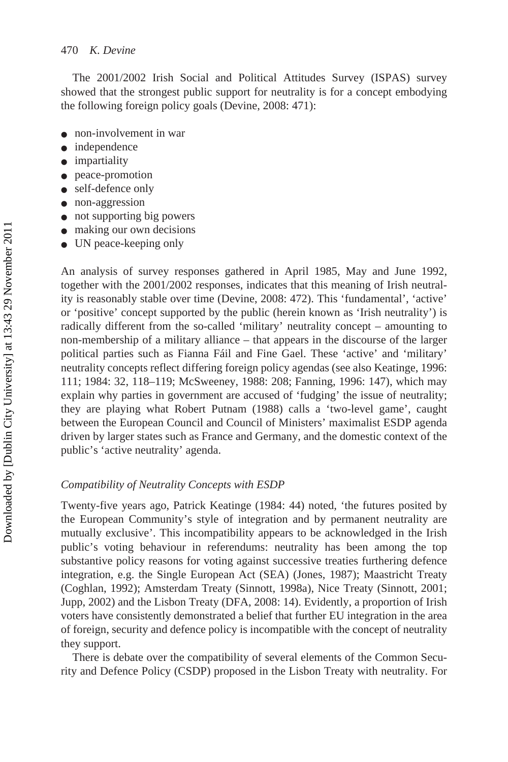The 2001/2002 Irish Social and Political Attitudes Survey (ISPAS) survey showed that the strongest public support for neutrality is for a concept embodying the following foreign policy goals (Devine, 2008: 471):

- non-involvement in war
- independence
- impartiality
- peace-promotion
- self-defence only
- non-aggression
- not supporting big powers
- making our own decisions
- UN peace-keeping only

An analysis of survey responses gathered in April 1985, May and June 1992, together with the 2001/2002 responses, indicates that this meaning of Irish neutrality is reasonably stable over time (Devine, 2008: 472). This 'fundamental', 'active' or 'positive' concept supported by the public (herein known as 'Irish neutrality') is radically different from the so-called 'military' neutrality concept – amounting to non-membership of a military alliance – that appears in the discourse of the larger political parties such as Fianna Fáil and Fine Gael. These 'active' and 'military' neutrality concepts reflect differing foreign policy agendas (see also Keatinge, 1996: 111; 1984: 32, 118–119; McSweeney, 1988: 208; Fanning, 1996: 147), which may explain why parties in government are accused of 'fudging' the issue of neutrality; they are playing what Robert Putnam (1988) calls a 'two-level game', caught between the European Council and Council of Ministers' maximalist ESDP agenda driven by larger states such as France and Germany, and the domestic context of the public's 'active neutrality' agenda.

### *Compatibility of Neutrality Concepts with ESDP*

Twenty-five years ago, Patrick Keatinge (1984: 44) noted, 'the futures posited by the European Community's style of integration and by permanent neutrality are mutually exclusive'. This incompatibility appears to be acknowledged in the Irish public's voting behaviour in referendums: neutrality has been among the top substantive policy reasons for voting against successive treaties furthering defence integration, e.g. the Single European Act (SEA) (Jones, 1987); Maastricht Treaty (Coghlan, 1992); Amsterdam Treaty (Sinnott, 1998a), Nice Treaty (Sinnott, 2001; Jupp, 2002) and the Lisbon Treaty (DFA, 2008: 14). Evidently, a proportion of Irish voters have consistently demonstrated a belief that further EU integration in the area of foreign, security and defence policy is incompatible with the concept of neutrality they support.

There is debate over the compatibility of several elements of the Common Security and Defence Policy (CSDP) proposed in the Lisbon Treaty with neutrality. For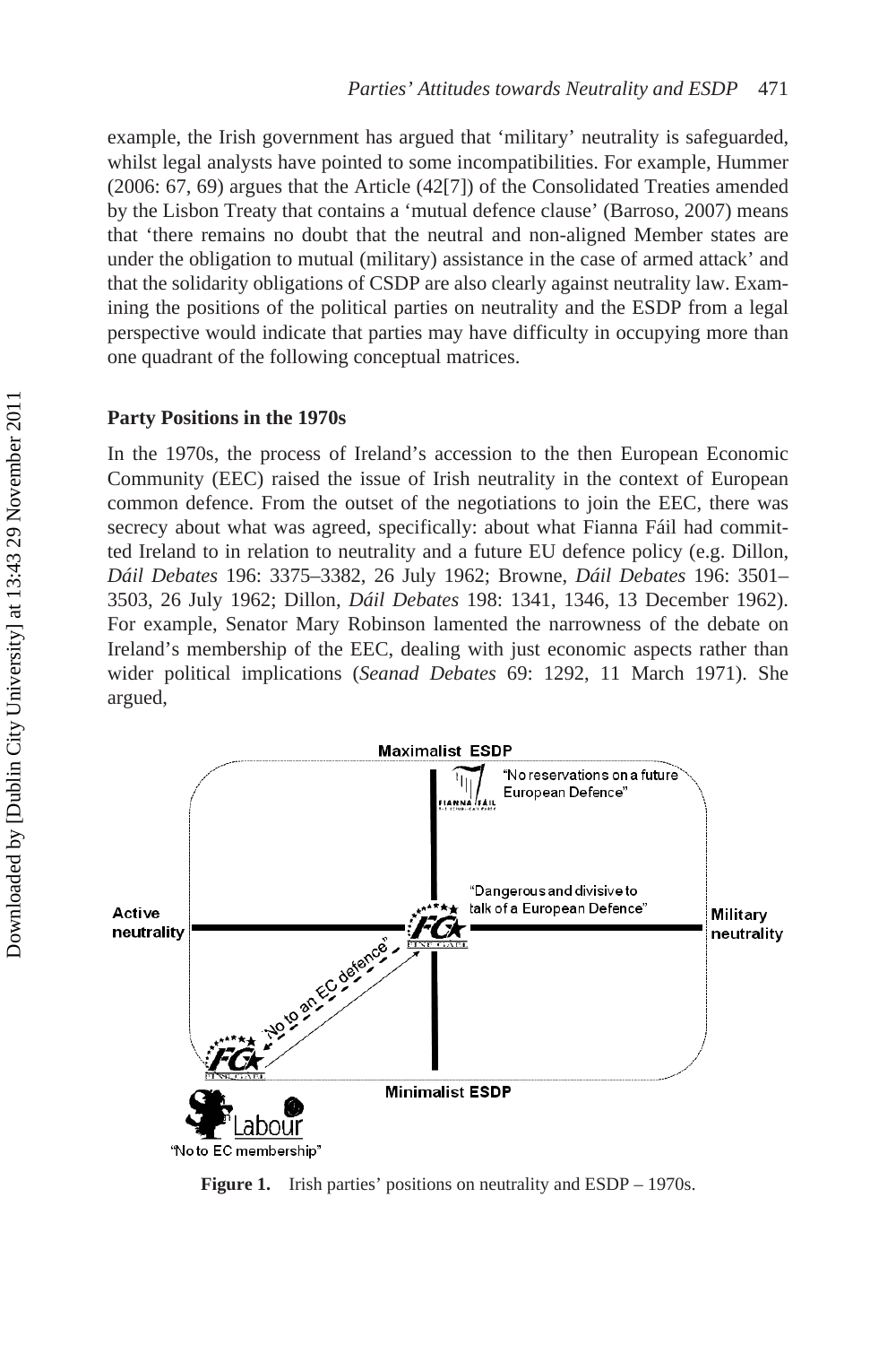example, the Irish government has argued that 'military' neutrality is safeguarded, whilst legal analysts have pointed to some incompatibilities. For example, Hummer (2006: 67, 69) argues that the Article (42[7]) of the Consolidated Treaties amended by the Lisbon Treaty that contains a 'mutual defence clause' (Barroso, 2007) means that 'there remains no doubt that the neutral and non-aligned Member states are under the obligation to mutual (military) assistance in the case of armed attack' and that the solidarity obligations of CSDP are also clearly against neutrality law. Examining the positions of the political parties on neutrality and the ESDP from a legal perspective would indicate that parties may have difficulty in occupying more than one quadrant of the following conceptual matrices.

### Party Positions in the 1970s

In the 1970s, the process of Ireland's accession to the then European Economic Community (EEC) raised the issue of Irish neutrality in the context of European common defence. From the outset of the negotiations to join the EEC, there was secrecy about what was agreed, specifically: about what Fianna Fáil had committed Ireland to in relation to neutrality and a future EU defence policy (e.g. Dillon, *Dáil Debates* 196: 3375–3382, 26 July 1962; Browne, *Dáil Debates* 196: 3501–3503, 26 July 1962; Dillon, *Dáil Debates* 198: 1341, 1346, 13 December 1962). For example, Senator Mary Robinson lamented the narrowness of the debate on Ireland's membership of the EEC, dealing with just economic aspects rather than wider political implications (*Seanad Debates* 69: 1292, 11 March 1971). She argued,

Maximalist ESDP

"No reservations on a future European Defence"

"Dangerous and divisive to talk of a European Defence"

Active neutrality

Military neutrality

"No to an EC defence"

Minimalist ESDP

"No to EC membership"

**Figure 1.** Irish parties' positions on neutrality and ESDP – 1970s.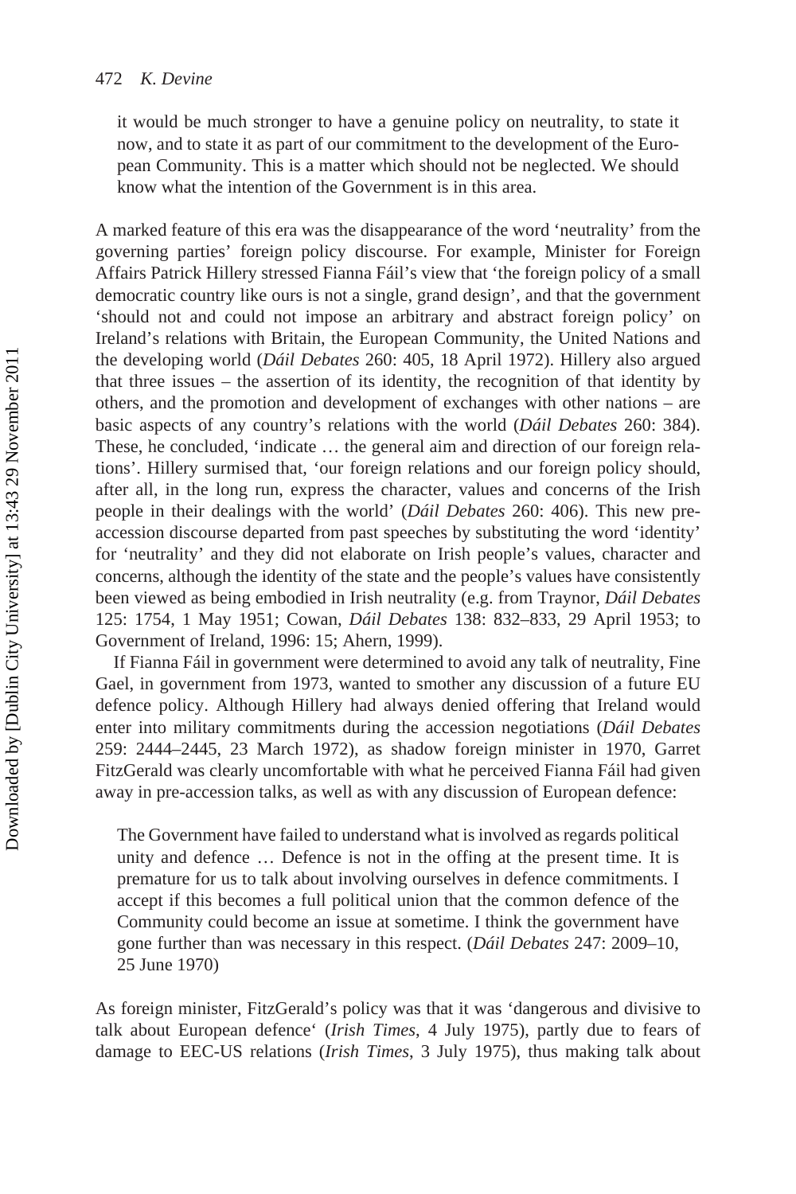> it would be much stronger to have a genuine policy on neutrality, to state it now, and to state it as part of our commitment to the development of the European Community. This is a matter which should not be neglected. We should know what the intention of the Government is in this area.

A marked feature of this era was the disappearance of the word 'neutrality' from the governing parties' foreign policy discourse. For example, Minister for Foreign Affairs Patrick Hillery stressed Fianna Fáil's view that 'the foreign policy of a small democratic country like ours is not a single, grand design', and that the government 'should not and could not impose an arbitrary and abstract foreign policy' on Ireland's relations with Britain, the European Community, the United Nations and the developing world (*Dáil Debates* 260: 405, 18 April 1972). Hillery also argued that three issues – the assertion of its identity, the recognition of that identity by others, and the promotion and development of exchanges with other nations – are basic aspects of any country's relations with the world (*Dáil Debates* 260: 384). These, he concluded, 'indicate … the general aim and direction of our foreign relations'. Hillery surmised that, 'our foreign relations and our foreign policy should, after all, in the long run, express the character, values and concerns of the Irish people in their dealings with the world' (*Dáil Debates* 260: 406). This new pre-accession discourse departed from past speeches by substituting the word 'identity' for 'neutrality' and they did not elaborate on Irish people's values, character and concerns, although the identity of the state and the people's values have consistently been viewed as being embodied in Irish neutrality (e.g. from Traynor, *Dáil Debates* 125: 1754, 1 May 1951; Cowan, *Dáil Debates* 138: 832–833, 29 April 1953; to Government of Ireland, 1996: 15; Ahern, 1999).

If Fianna Fáil in government were determined to avoid any talk of neutrality, Fine Gael, in government from 1973, wanted to smother any discussion of a future EU defence policy. Although Hillery had always denied offering that Ireland would enter into military commitments during the accession negotiations (*Dáil Debates* 259: 2444–2445, 23 March 1972), as shadow foreign minister in 1970, Garret FitzGerald was clearly uncomfortable with what he perceived Fianna Fáil had given away in pre-accession talks, as well as with any discussion of European defence:

> The Government have failed to understand what is involved as regards political unity and defence … Defence is not in the offing at the present time. It is premature for us to talk about involving ourselves in defence commitments. I accept if this becomes a full political union that the common defence of the Community could become an issue at sometime. I think the government have gone further than was necessary in this respect. (*Dáil Debates* 247: 2009–10, 25 June 1970)

As foreign minister, FitzGerald's policy was that it was 'dangerous and divisive to talk about European defence' (*Irish Times*, 4 July 1975), partly due to fears of damage to EEC-US relations (*Irish Times*, 3 July 1975), thus making talk about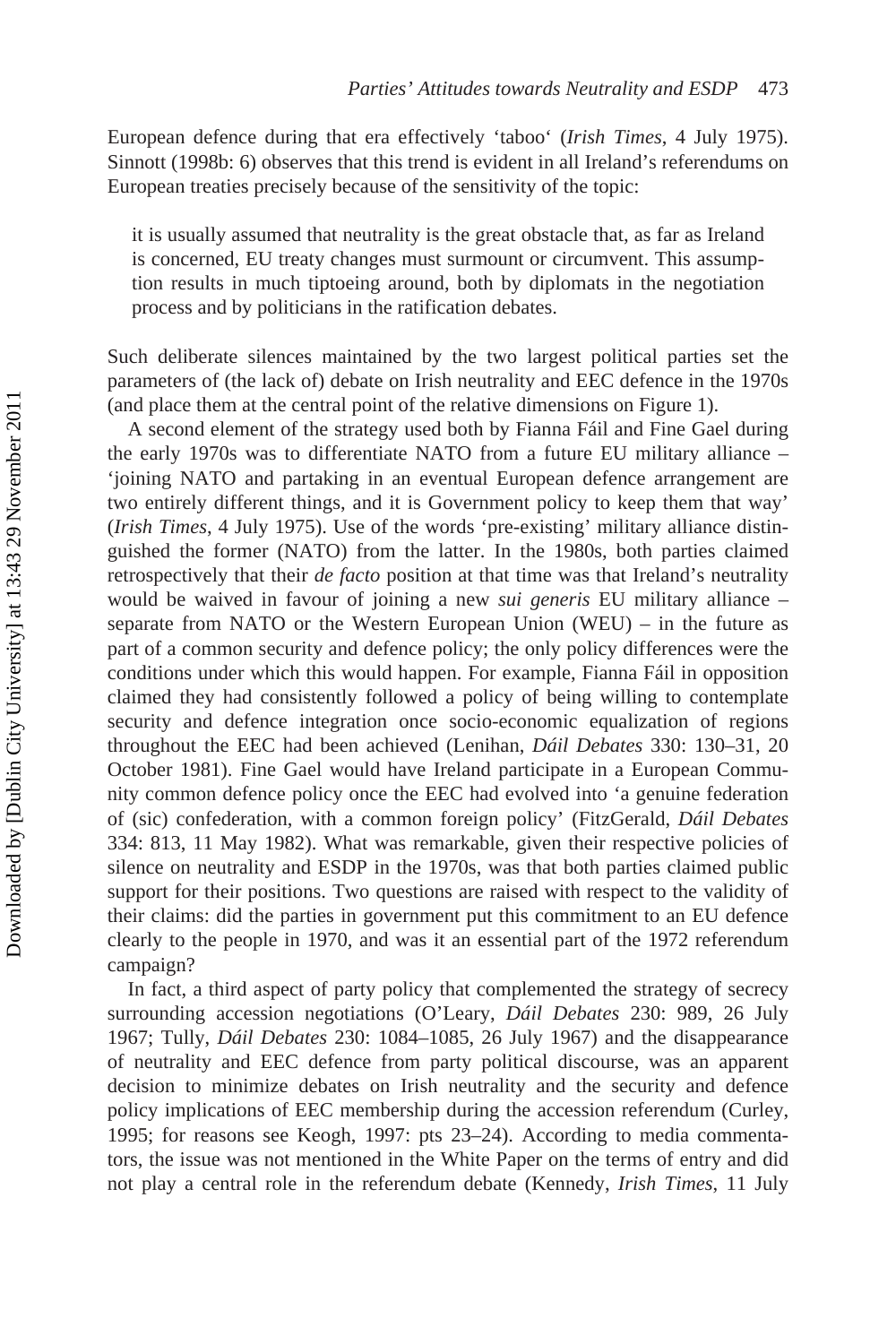European defence during that era effectively 'taboo' (*Irish Times*, 4 July 1975). Sinnott (1998b: 6) observes that this trend is evident in all Ireland's referendums on European treaties precisely because of the sensitivity of the topic:

> it is usually assumed that neutrality is the great obstacle that, as far as Ireland is concerned, EU treaty changes must surmount or circumvent. This assumption results in much tiptoeing around, both by diplomats in the negotiation process and by politicians in the ratification debates.

Such deliberate silences maintained by the two largest political parties set the parameters of (the lack of) debate on Irish neutrality and EEC defence in the 1970s (and place them at the central point of the relative dimensions on Figure 1).

A second element of the strategy used both by Fianna Fáil and Fine Gael during the early 1970s was to differentiate NATO from a future EU military alliance – 'joining NATO and partaking in an eventual European defence arrangement are two entirely different things, and it is Government policy to keep them that way' (*Irish Times*, 4 July 1975). Use of the words 'pre-existing' military alliance distinguished the former (NATO) from the latter. In the 1980s, both parties claimed retrospectively that their *de facto* position at that time was that Ireland's neutrality would be waived in favour of joining a new *sui generis* EU military alliance – separate from NATO or the Western European Union (WEU) – in the future as part of a common security and defence policy; the only policy differences were the conditions under which this would happen. For example, Fianna Fáil in opposition claimed they had consistently followed a policy of being willing to contemplate security and defence integration once socio-economic equalization of regions throughout the EEC had been achieved (Lenihan, *Dáil Debates* 330: 130–31, 20 October 1981). Fine Gael would have Ireland participate in a European Community common defence policy once the EEC had evolved into 'a genuine federation of (sic) confederation, with a common foreign policy' (FitzGerald, *Dáil Debates* 334: 813, 11 May 1982). What was remarkable, given their respective policies of silence on neutrality and ESDP in the 1970s, was that both parties claimed public support for their positions. Two questions are raised with respect to the validity of their claims: did the parties in government put this commitment to an EU defence clearly to the people in 1970, and was it an essential part of the 1972 referendum campaign?

In fact, a third aspect of party policy that complemented the strategy of secrecy surrounding accession negotiations (O'Leary, *Dáil Debates* 230: 989, 26 July 1967; Tully, *Dáil Debates* 230: 1084–1085, 26 July 1967) and the disappearance of neutrality and EEC defence from party political discourse, was an apparent decision to minimize debates on Irish neutrality and the security and defence policy implications of EEC membership during the accession referendum (Curley, 1995; for reasons see Keogh, 1997: pts 23–24). According to media commentators, the issue was not mentioned in the White Paper on the terms of entry and did not play a central role in the referendum debate (Kennedy, *Irish Times*, 11 July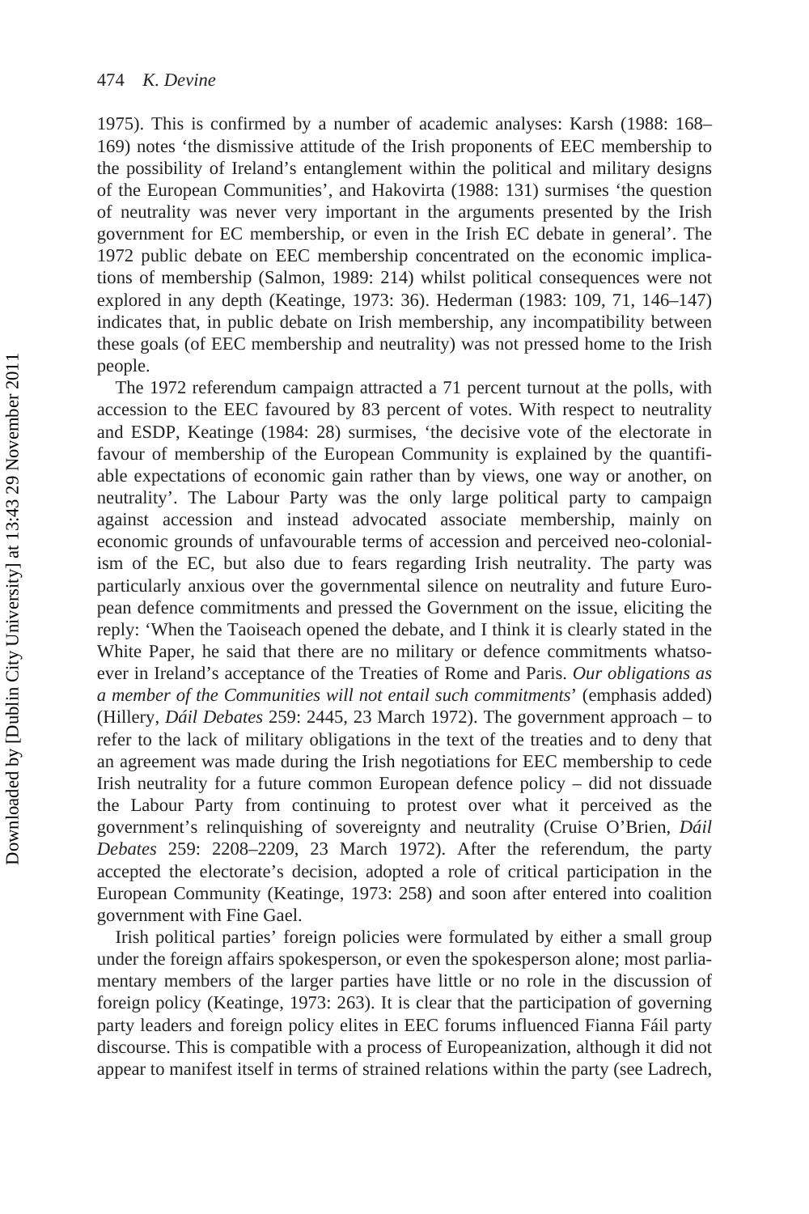1975). This is confirmed by a number of academic analyses: Karsh (1988: 168–169) notes 'the dismissive attitude of the Irish proponents of EEC membership to the possibility of Ireland's entanglement within the political and military designs of the European Communities', and Hakovirta (1988: 131) surmises 'the question of neutrality was never very important in the arguments presented by the Irish government for EC membership, or even in the Irish EC debate in general'. The 1972 public debate on EEC membership concentrated on the economic implications of membership (Salmon, 1989: 214) whilst political consequences were not explored in any depth (Keatinge, 1973: 36). Hederman (1983: 109, 71, 146–147) indicates that, in public debate on Irish membership, any incompatibility between these goals (of EEC membership and neutrality) was not pressed home to the Irish people.

The 1972 referendum campaign attracted a 71 percent turnout at the polls, with accession to the EEC favoured by 83 percent of votes. With respect to neutrality and ESDP, Keatinge (1984: 28) surmises, 'the decisive vote of the electorate in favour of membership of the European Community is explained by the quantifiable expectations of economic gain rather than by views, one way or another, on neutrality'. The Labour Party was the only large political party to campaign against accession and instead advocated associate membership, mainly on economic grounds of unfavourable terms of accession and perceived neo-colonialism of the EC, but also due to fears regarding Irish neutrality. The party was particularly anxious over the governmental silence on neutrality and future European defence commitments and pressed the Government on the issue, eliciting the reply: 'When the Taoiseach opened the debate, and I think it is clearly stated in the White Paper, he said that there are no military or defence commitments whatsoever in Ireland's acceptance of the Treaties of Rome and Paris. *Our obligations as a member of the Communities will not entail such commitments*' (emphasis added) (Hillery, *Dáil Debates* 259: 2445, 23 March 1972). The government approach – to refer to the lack of military obligations in the text of the treaties and to deny that an agreement was made during the Irish negotiations for EEC membership to cede Irish neutrality for a future common European defence policy – did not dissuade the Labour Party from continuing to protest over what it perceived as the government's relinquishing of sovereignty and neutrality (Cruise O'Brien, *Dáil Debates* 259: 2208–2209, 23 March 1972). After the referendum, the party accepted the electorate's decision, adopted a role of critical participation in the European Community (Keatinge, 1973: 258) and soon after entered into coalition government with Fine Gael.

Irish political parties' foreign policies were formulated by either a small group under the foreign affairs spokesperson, or even the spokesperson alone; most parliamentary members of the larger parties have little or no role in the discussion of foreign policy (Keatinge, 1973: 263). It is clear that the participation of governing party leaders and foreign policy elites in EEC forums influenced Fianna Fáil party discourse. This is compatible with a process of Europeanization, although it did not appear to manifest itself in terms of strained relations within the party (see Ladrech,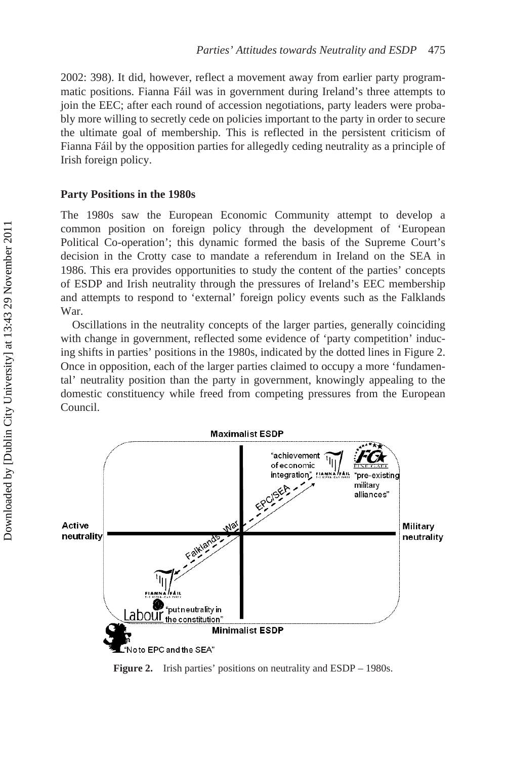2002: 398). It did, however, reflect a movement away from earlier party programmatic positions. Fianna Fáil was in government during Ireland's three attempts to join the EEC; after each round of accession negotiations, party leaders were probably more willing to secretly cede on policies important to the party in order to secure the ultimate goal of membership. This is reflected in the persistent criticism of Fianna Fáil by the opposition parties for allegedly ceding neutrality as a principle of Irish foreign policy.

## Party Positions in the 1980s

The 1980s saw the European Economic Community attempt to develop a common position on foreign policy through the development of 'European Political Co-operation'; this dynamic formed the basis of the Supreme Court's decision in the Crotty case to mandate a referendum in Ireland on the SEA in 1986. This era provides opportunities to study the content of the parties' concepts of ESDP and Irish neutrality through the pressures of Ireland's EEC membership and attempts to respond to 'external' foreign policy events such as the Falklands War.

Oscillations in the neutrality concepts of the larger parties, generally coinciding with change in government, reflected some evidence of 'party competition' inducing shifts in parties' positions in the 1980s, indicated by the dotted lines in Figure 2. Once in opposition, each of the larger parties claimed to occupy a more 'fundamental' neutrality position than the party in government, knowingly appealing to the domestic constituency while freed from competing pressures from the European Council.

**Figure 2.** Irish parties' positions on neutrality and ESDP – 1980s.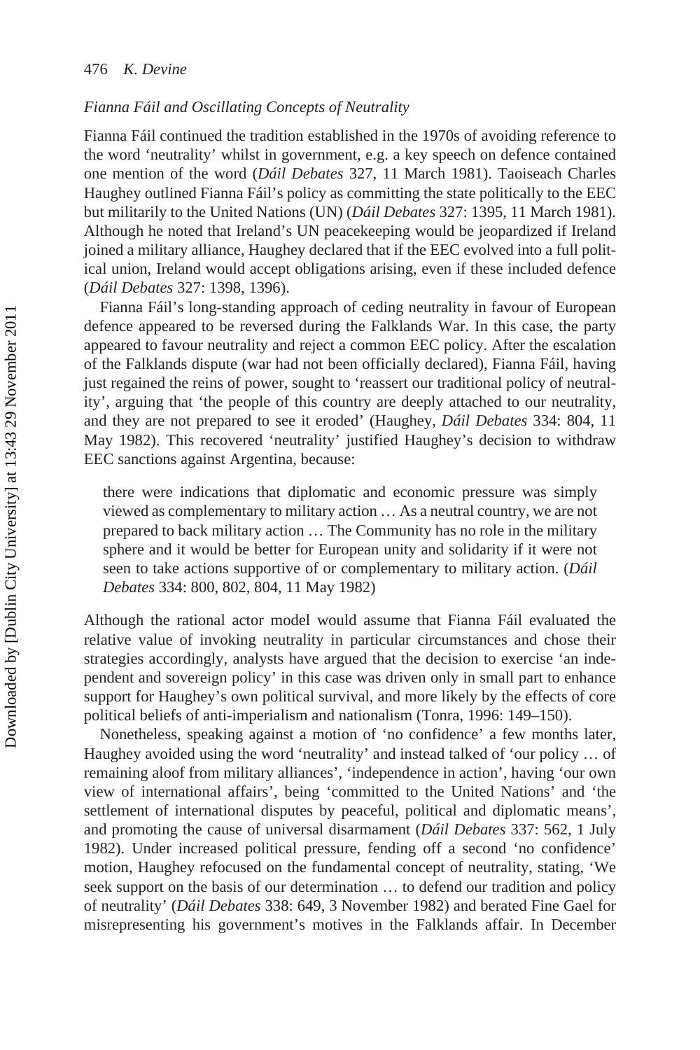### *Fianna Fáil and Oscillating Concepts of Neutrality*

Fianna Fáil continued the tradition established in the 1970s of avoiding reference to the word 'neutrality' whilst in government, e.g. a key speech on defence contained one mention of the word (*Dáil Debates* 327, 11 March 1981). Taoiseach Charles Haughey outlined Fianna Fáil's policy as committing the state politically to the EEC but militarily to the United Nations (UN) (*Dáil Debates* 327: 1395, 11 March 1981). Although he noted that Ireland's UN peacekeeping would be jeopardized if Ireland joined a military alliance, Haughey declared that if the EEC evolved into a full political union, Ireland would accept obligations arising, even if these included defence (*Dáil Debates* 327: 1398, 1396).

Fianna Fáil's long-standing approach of ceding neutrality in favour of European defence appeared to be reversed during the Falklands War. In this case, the party appeared to favour neutrality and reject a common EEC policy. After the escalation of the Falklands dispute (war had not been officially declared), Fianna Fáil, having just regained the reins of power, sought to 'reassert our traditional policy of neutrality', arguing that 'the people of this country are deeply attached to our neutrality, and they are not prepared to see it eroded' (Haughey, *Dáil Debates* 334: 804, 11 May 1982). This recovered 'neutrality' justified Haughey's decision to withdraw EEC sanctions against Argentina, because:

> there were indications that diplomatic and economic pressure was simply viewed as complementary to military action … As a neutral country, we are not prepared to back military action … The Community has no role in the military sphere and it would be better for European unity and solidarity if it were not seen to take actions supportive of or complementary to military action. (*Dáil Debates* 334: 800, 802, 804, 11 May 1982)

Although the rational actor model would assume that Fianna Fáil evaluated the relative value of invoking neutrality in particular circumstances and chose their strategies accordingly, analysts have argued that the decision to exercise 'an independent and sovereign policy' in this case was driven only in small part to enhance support for Haughey's own political survival, and more likely by the effects of core political beliefs of anti-imperialism and nationalism (Tonra, 1996: 149–150).

Nonetheless, speaking against a motion of 'no confidence' a few months later, Haughey avoided using the word 'neutrality' and instead talked of 'our policy … of remaining aloof from military alliances', 'independence in action', having 'our own view of international affairs', being 'committed to the United Nations' and 'the settlement of international disputes by peaceful, political and diplomatic means', and promoting the cause of universal disarmament (*Dáil Debates* 337: 562, 1 July 1982). Under increased political pressure, fending off a second 'no confidence' motion, Haughey refocused on the fundamental concept of neutrality, stating, 'We seek support on the basis of our determination … to defend our tradition and policy of neutrality' (*Dáil Debates* 338: 649, 3 November 1982) and berated Fine Gael for misrepresenting his government's motives in the Falklands affair. In December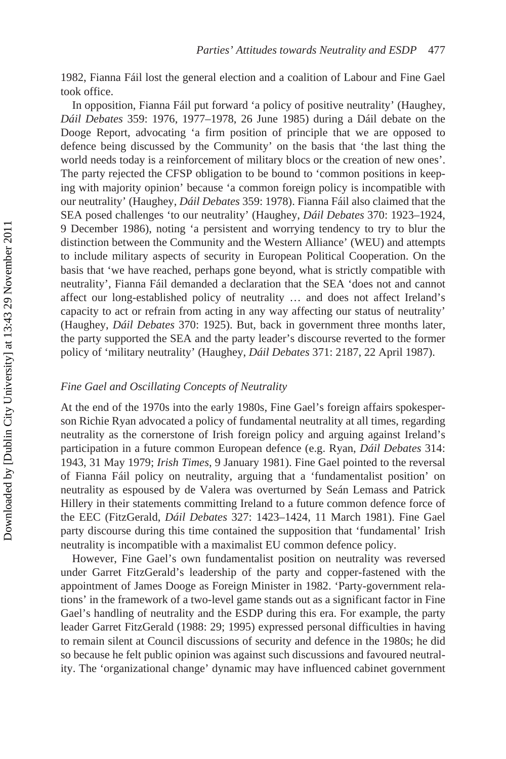1982, Fianna Fáil lost the general election and a coalition of Labour and Fine Gael took office.

In opposition, Fianna Fáil put forward 'a policy of positive neutrality' (Haughey, *Dáil Debates* 359: 1976, 1977–1978, 26 June 1985) during a Dáil debate on the Dooge Report, advocating 'a firm position of principle that we are opposed to defence being discussed by the Community' on the basis that 'the last thing the world needs today is a reinforcement of military blocs or the creation of new ones'. The party rejected the CFSP obligation to be bound to 'common positions in keeping with majority opinion' because 'a common foreign policy is incompatible with our neutrality' (Haughey, *Dáil Debates* 359: 1978). Fianna Fáil also claimed that the SEA posed challenges 'to our neutrality' (Haughey, *Dáil Debates* 370: 1923–1924, 9 December 1986), noting 'a persistent and worrying tendency to try to blur the distinction between the Community and the Western Alliance' (WEU) and attempts to include military aspects of security in European Political Cooperation. On the basis that 'we have reached, perhaps gone beyond, what is strictly compatible with neutrality', Fianna Fáil demanded a declaration that the SEA 'does not and cannot affect our long-established policy of neutrality … and does not affect Ireland's capacity to act or refrain from acting in any way affecting our status of neutrality' (Haughey, *Dáil Debates* 370: 1925). But, back in government three months later, the party supported the SEA and the party leader's discourse reverted to the former policy of 'military neutrality' (Haughey, *Dáil Debates* 371: 2187, 22 April 1987).

### *Fine Gael and Oscillating Concepts of Neutrality*

At the end of the 1970s into the early 1980s, Fine Gael's foreign affairs spokesperson Richie Ryan advocated a policy of fundamental neutrality at all times, regarding neutrality as the cornerstone of Irish foreign policy and arguing against Ireland's participation in a future common European defence (e.g. Ryan, *Dáil Debates* 314: 1943, 31 May 1979; *Irish Times*, 9 January 1981). Fine Gael pointed to the reversal of Fianna Fáil policy on neutrality, arguing that a 'fundamentalist position' on neutrality as espoused by de Valera was overturned by Seán Lemass and Patrick Hillery in their statements committing Ireland to a future common defence force of the EEC (FitzGerald, *Dáil Debates* 327: 1423–1424, 11 March 1981). Fine Gael party discourse during this time contained the supposition that 'fundamental' Irish neutrality is incompatible with a maximalist EU common defence policy.

However, Fine Gael's own fundamentalist position on neutrality was reversed under Garret FitzGerald's leadership of the party and copper-fastened with the appointment of James Dooge as Foreign Minister in 1982. 'Party-government relations' in the framework of a two-level game stands out as a significant factor in Fine Gael's handling of neutrality and the ESDP during this era. For example, the party leader Garret FitzGerald (1988: 29; 1995) expressed personal difficulties in having to remain silent at Council discussions of security and defence in the 1980s; he did so because he felt public opinion was against such discussions and favoured neutrality. The 'organizational change' dynamic may have influenced cabinet government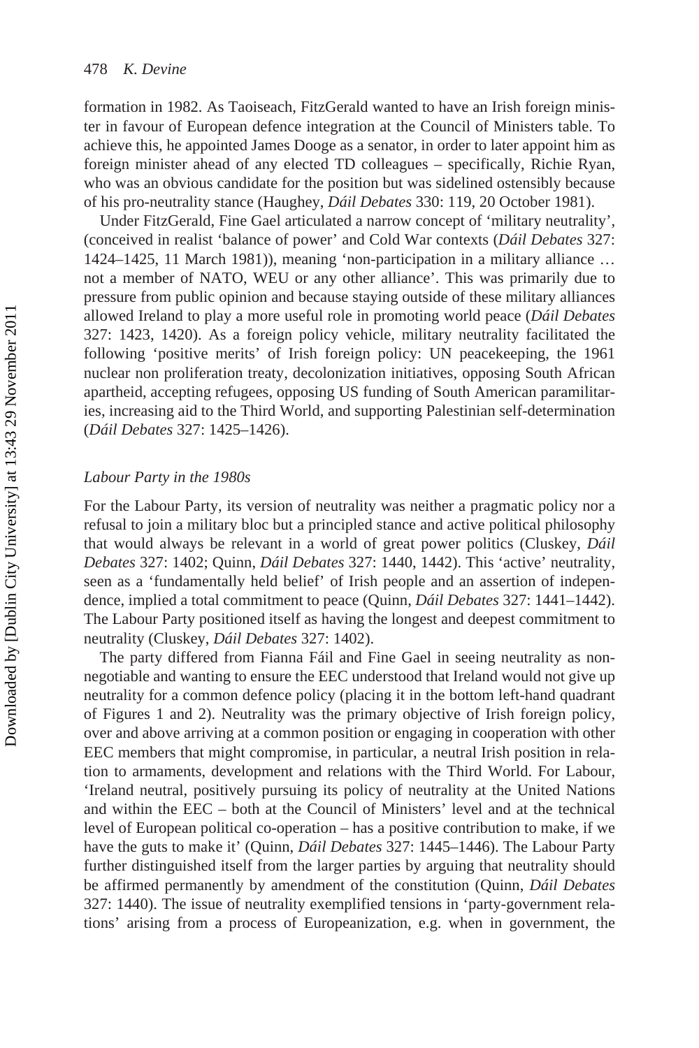formation in 1982. As Taoiseach, FitzGerald wanted to have an Irish foreign minister in favour of European defence integration at the Council of Ministers table. To achieve this, he appointed James Dooge as a senator, in order to later appoint him as foreign minister ahead of any elected TD colleagues – specifically, Richie Ryan, who was an obvious candidate for the position but was sidelined ostensibly because of his pro-neutrality stance (Haughey, *Dáil Debates* 330: 119, 20 October 1981).

Under FitzGerald, Fine Gael articulated a narrow concept of 'military neutrality', (conceived in realist 'balance of power' and Cold War contexts (*Dáil Debates* 327: 1424–1425, 11 March 1981)), meaning 'non-participation in a military alliance … not a member of NATO, WEU or any other alliance'. This was primarily due to pressure from public opinion and because staying outside of these military alliances allowed Ireland to play a more useful role in promoting world peace (*Dáil Debates* 327: 1423, 1420). As a foreign policy vehicle, military neutrality facilitated the following 'positive merits' of Irish foreign policy: UN peacekeeping, the 1961 nuclear non proliferation treaty, decolonization initiatives, opposing South African apartheid, accepting refugees, opposing US funding of South American paramilitaries, increasing aid to the Third World, and supporting Palestinian self-determination (*Dáil Debates* 327: 1425–1426).

### *Labour Party in the 1980s*

For the Labour Party, its version of neutrality was neither a pragmatic policy nor a refusal to join a military bloc but a principled stance and active political philosophy that would always be relevant in a world of great power politics (Cluskey, *Dáil Debates* 327: 1402; Quinn, *Dáil Debates* 327: 1440, 1442). This 'active' neutrality, seen as a 'fundamentally held belief' of Irish people and an assertion of independence, implied a total commitment to peace (Quinn, *Dáil Debates* 327: 1441–1442). The Labour Party positioned itself as having the longest and deepest commitment to neutrality (Cluskey, *Dáil Debates* 327: 1402).

The party differed from Fianna Fáil and Fine Gael in seeing neutrality as non-negotiable and wanting to ensure the EEC understood that Ireland would not give up neutrality for a common defence policy (placing it in the bottom left-hand quadrant of Figures 1 and 2). Neutrality was the primary objective of Irish foreign policy, over and above arriving at a common position or engaging in cooperation with other EEC members that might compromise, in particular, a neutral Irish position in relation to armaments, development and relations with the Third World. For Labour, 'Ireland neutral, positively pursuing its policy of neutrality at the United Nations and within the EEC – both at the Council of Ministers' level and at the technical level of European political co-operation – has a positive contribution to make, if we have the guts to make it' (Quinn, *Dáil Debates* 327: 1445–1446). The Labour Party further distinguished itself from the larger parties by arguing that neutrality should be affirmed permanently by amendment of the constitution (Quinn, *Dáil Debates* 327: 1440). The issue of neutrality exemplified tensions in 'party-government relations' arising from a process of Europeanization, e.g. when in government, the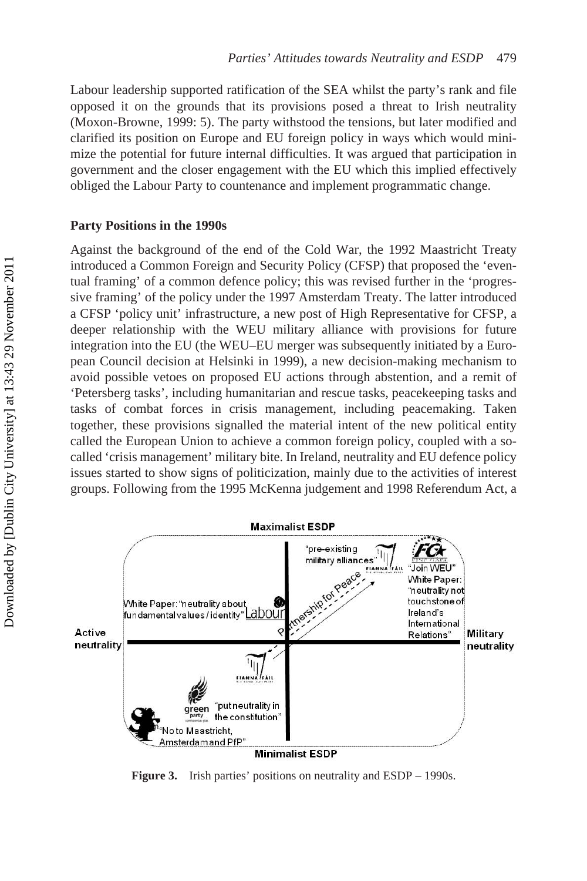Labour leadership supported ratification of the SEA whilst the party's rank and file opposed it on the grounds that its provisions posed a threat to Irish neutrality (Moxon-Browne, 1999: 5). The party withstood the tensions, but later modified and clarified its position on Europe and EU foreign policy in ways which would minimize the potential for future internal difficulties. It was argued that participation in government and the closer engagement with the EU which this implied effectively obliged the Labour Party to countenance and implement programmatic change.

## Party Positions in the 1990s

Against the background of the end of the Cold War, the 1992 Maastricht Treaty introduced a Common Foreign and Security Policy (CFSP) that proposed the 'eventual framing' of a common defence policy; this was revised further in the 'progressive framing' of the policy under the 1997 Amsterdam Treaty. The latter introduced a CFSP 'policy unit' infrastructure, a new post of High Representative for CFSP, a deeper relationship with the WEU military alliance with provisions for future integration into the EU (the WEU–EU merger was subsequently initiated by a European Council decision at Helsinki in 1999), a new decision-making mechanism to avoid possible vetoes on proposed EU actions through abstention, and a remit of 'Petersberg tasks', including humanitarian and rescue tasks, peacekeeping tasks and tasks of combat forces in crisis management, including peacemaking. Taken together, these provisions signalled the material intent of the new political entity called the European Union to achieve a common foreign policy, coupled with a so-called 'crisis management' military bite. In Ireland, neutrality and EU defence policy issues started to show signs of politicization, mainly due to the activities of interest groups. Following from the 1995 McKenna judgement and 1998 Referendum Act, a

Maximalist ESDP

"pre-existing military alliances" — Fianna Fáil

"Join WEU" White Paper: "neutrality not touchstone of Ireland's International Relations" — Fine Gael

White Paper: "neutrality about fundamental values / identity" — Labour

Partnership for Peace

Active neutrality — Military neutrality

Fianna Fáil

"put neutrality in the constitution" — Green Party

"No to Maastricht, Amsterdam and PfP"

Minimalist ESDP

**Figure 3.** Irish parties' positions on neutrality and ESDP – 1990s.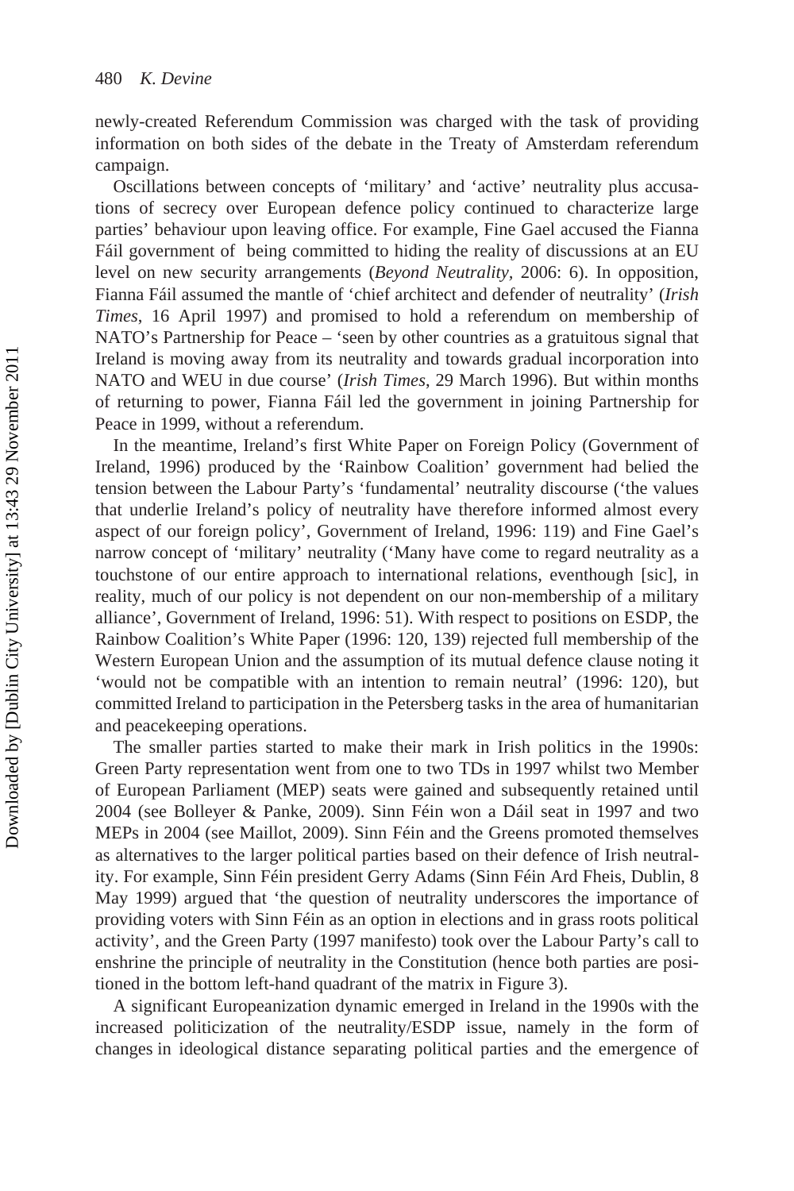newly-created Referendum Commission was charged with the task of providing information on both sides of the debate in the Treaty of Amsterdam referendum campaign.

Oscillations between concepts of 'military' and 'active' neutrality plus accusations of secrecy over European defence policy continued to characterize large parties' behaviour upon leaving office. For example, Fine Gael accused the Fianna Fáil government of being committed to hiding the reality of discussions at an EU level on new security arrangements (*Beyond Neutrality*, 2006: 6). In opposition, Fianna Fáil assumed the mantle of 'chief architect and defender of neutrality' (*Irish Times*, 16 April 1997) and promised to hold a referendum on membership of NATO's Partnership for Peace – 'seen by other countries as a gratuitous signal that Ireland is moving away from its neutrality and towards gradual incorporation into NATO and WEU in due course' (*Irish Times*, 29 March 1996). But within months of returning to power, Fianna Fáil led the government in joining Partnership for Peace in 1999, without a referendum.

In the meantime, Ireland's first White Paper on Foreign Policy (Government of Ireland, 1996) produced by the 'Rainbow Coalition' government had belied the tension between the Labour Party's 'fundamental' neutrality discourse ('the values that underlie Ireland's policy of neutrality have therefore informed almost every aspect of our foreign policy', Government of Ireland, 1996: 119) and Fine Gael's narrow concept of 'military' neutrality ('Many have come to regard neutrality as a touchstone of our entire approach to international relations, eventhough [sic], in reality, much of our policy is not dependent on our non-membership of a military alliance', Government of Ireland, 1996: 51). With respect to positions on ESDP, the Rainbow Coalition's White Paper (1996: 120, 139) rejected full membership of the Western European Union and the assumption of its mutual defence clause noting it 'would not be compatible with an intention to remain neutral' (1996: 120), but committed Ireland to participation in the Petersberg tasks in the area of humanitarian and peacekeeping operations.

The smaller parties started to make their mark in Irish politics in the 1990s: Green Party representation went from one to two TDs in 1997 whilst two Member of European Parliament (MEP) seats were gained and subsequently retained until 2004 (see Bolleyer & Panke, 2009). Sinn Féin won a Dáil seat in 1997 and two MEPs in 2004 (see Maillot, 2009). Sinn Féin and the Greens promoted themselves as alternatives to the larger political parties based on their defence of Irish neutrality. For example, Sinn Féin president Gerry Adams (Sinn Féin Ard Fheis, Dublin, 8 May 1999) argued that 'the question of neutrality underscores the importance of providing voters with Sinn Féin as an option in elections and in grass roots political activity', and the Green Party (1997 manifesto) took over the Labour Party's call to enshrine the principle of neutrality in the Constitution (hence both parties are positioned in the bottom left-hand quadrant of the matrix in Figure 3).

A significant Europeanization dynamic emerged in Ireland in the 1990s with the increased politicization of the neutrality/ESDP issue, namely in the form of changes in ideological distance separating political parties and the emergence of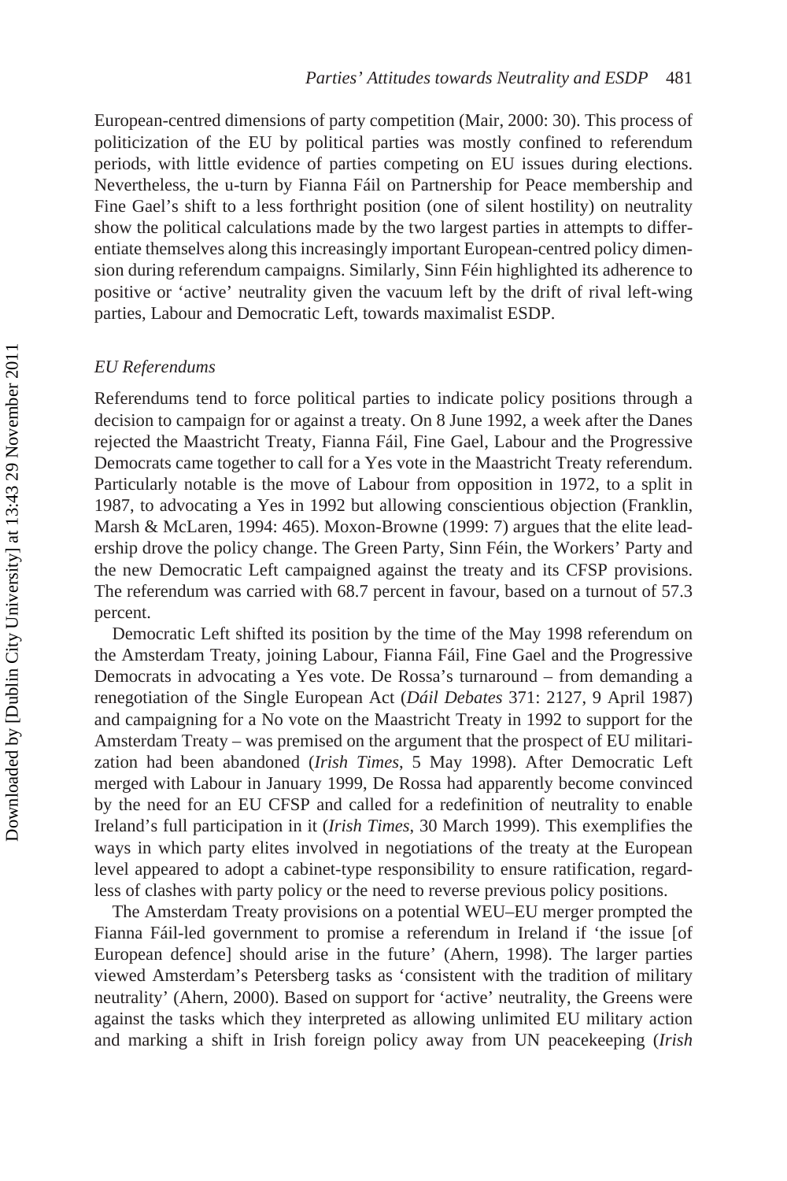European-centred dimensions of party competition (Mair, 2000: 30). This process of politicization of the EU by political parties was mostly confined to referendum periods, with little evidence of parties competing on EU issues during elections. Nevertheless, the u-turn by Fianna Fáil on Partnership for Peace membership and Fine Gael's shift to a less forthright position (one of silent hostility) on neutrality show the political calculations made by the two largest parties in attempts to differentiate themselves along this increasingly important European-centred policy dimension during referendum campaigns. Similarly, Sinn Féin highlighted its adherence to positive or 'active' neutrality given the vacuum left by the drift of rival left-wing parties, Labour and Democratic Left, towards maximalist ESDP.

### *EU Referendums*

Referendums tend to force political parties to indicate policy positions through a decision to campaign for or against a treaty. On 8 June 1992, a week after the Danes rejected the Maastricht Treaty, Fianna Fáil, Fine Gael, Labour and the Progressive Democrats came together to call for a Yes vote in the Maastricht Treaty referendum. Particularly notable is the move of Labour from opposition in 1972, to a split in 1987, to advocating a Yes in 1992 but allowing conscientious objection (Franklin, Marsh & McLaren, 1994: 465). Moxon-Browne (1999: 7) argues that the elite leadership drove the policy change. The Green Party, Sinn Féin, the Workers' Party and the new Democratic Left campaigned against the treaty and its CFSP provisions. The referendum was carried with 68.7 percent in favour, based on a turnout of 57.3 percent.

Democratic Left shifted its position by the time of the May 1998 referendum on the Amsterdam Treaty, joining Labour, Fianna Fáil, Fine Gael and the Progressive Democrats in advocating a Yes vote. De Rossa's turnaround – from demanding a renegotiation of the Single European Act (*Dáil Debates* 371: 2127, 9 April 1987) and campaigning for a No vote on the Maastricht Treaty in 1992 to support for the Amsterdam Treaty – was premised on the argument that the prospect of EU militarization had been abandoned (*Irish Times*, 5 May 1998). After Democratic Left merged with Labour in January 1999, De Rossa had apparently become convinced by the need for an EU CFSP and called for a redefinition of neutrality to enable Ireland's full participation in it (*Irish Times*, 30 March 1999). This exemplifies the ways in which party elites involved in negotiations of the treaty at the European level appeared to adopt a cabinet-type responsibility to ensure ratification, regardless of clashes with party policy or the need to reverse previous policy positions.

The Amsterdam Treaty provisions on a potential WEU–EU merger prompted the Fianna Fáil-led government to promise a referendum in Ireland if 'the issue [of European defence] should arise in the future' (Ahern, 1998). The larger parties viewed Amsterdam's Petersberg tasks as 'consistent with the tradition of military neutrality' (Ahern, 2000). Based on support for 'active' neutrality, the Greens were against the tasks which they interpreted as allowing unlimited EU military action and marking a shift in Irish foreign policy away from UN peacekeeping (*Irish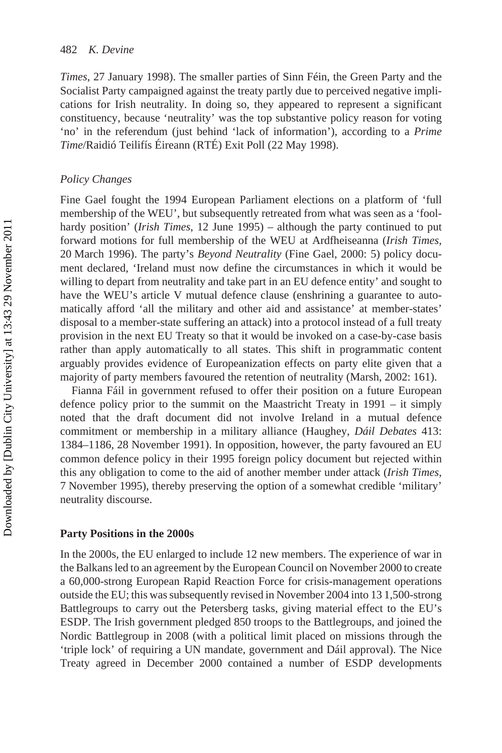*Times*, 27 January 1998). The smaller parties of Sinn Féin, the Green Party and the Socialist Party campaigned against the treaty partly due to perceived negative implications for Irish neutrality. In doing so, they appeared to represent a significant constituency, because 'neutrality' was the top substantive policy reason for voting 'no' in the referendum (just behind 'lack of information'), according to a *Prime Time*/Raidió Teilifís Éireann (RTÉ) Exit Poll (22 May 1998).

### *Policy Changes*

Fine Gael fought the 1994 European Parliament elections on a platform of 'full membership of the WEU', but subsequently retreated from what was seen as a 'foolhardy position' (*Irish Times*, 12 June 1995) – although the party continued to put forward motions for full membership of the WEU at Ardfheiseanna (*Irish Times*, 20 March 1996). The party's *Beyond Neutrality* (Fine Gael, 2000: 5) policy document declared, 'Ireland must now define the circumstances in which it would be willing to depart from neutrality and take part in an EU defence entity' and sought to have the WEU's article V mutual defence clause (enshrining a guarantee to automatically afford 'all the military and other aid and assistance' at member-states' disposal to a member-state suffering an attack) into a protocol instead of a full treaty provision in the next EU Treaty so that it would be invoked on a case-by-case basis rather than apply automatically to all states. This shift in programmatic content arguably provides evidence of Europeanization effects on party elite given that a majority of party members favoured the retention of neutrality (Marsh, 2002: 161).

Fianna Fáil in government refused to offer their position on a future European defence policy prior to the summit on the Maastricht Treaty in 1991 – it simply noted that the draft document did not involve Ireland in a mutual defence commitment or membership in a military alliance (Haughey, *Dáil Debates* 413: 1384–1186, 28 November 1991). In opposition, however, the party favoured an EU common defence policy in their 1995 foreign policy document but rejected within this any obligation to come to the aid of another member under attack (*Irish Times*, 7 November 1995), thereby preserving the option of a somewhat credible 'military' neutrality discourse.

## **Party Positions in the 2000s**

In the 2000s, the EU enlarged to include 12 new members. The experience of war in the Balkans led to an agreement by the European Council on November 2000 to create a 60,000-strong European Rapid Reaction Force for crisis-management operations outside the EU; this was subsequently revised in November 2004 into 13 1,500-strong Battlegroups to carry out the Petersberg tasks, giving material effect to the EU's ESDP. The Irish government pledged 850 troops to the Battlegroups, and joined the Nordic Battlegroup in 2008 (with a political limit placed on missions through the 'triple lock' of requiring a UN mandate, government and Dáil approval). The Nice Treaty agreed in December 2000 contained a number of ESDP developments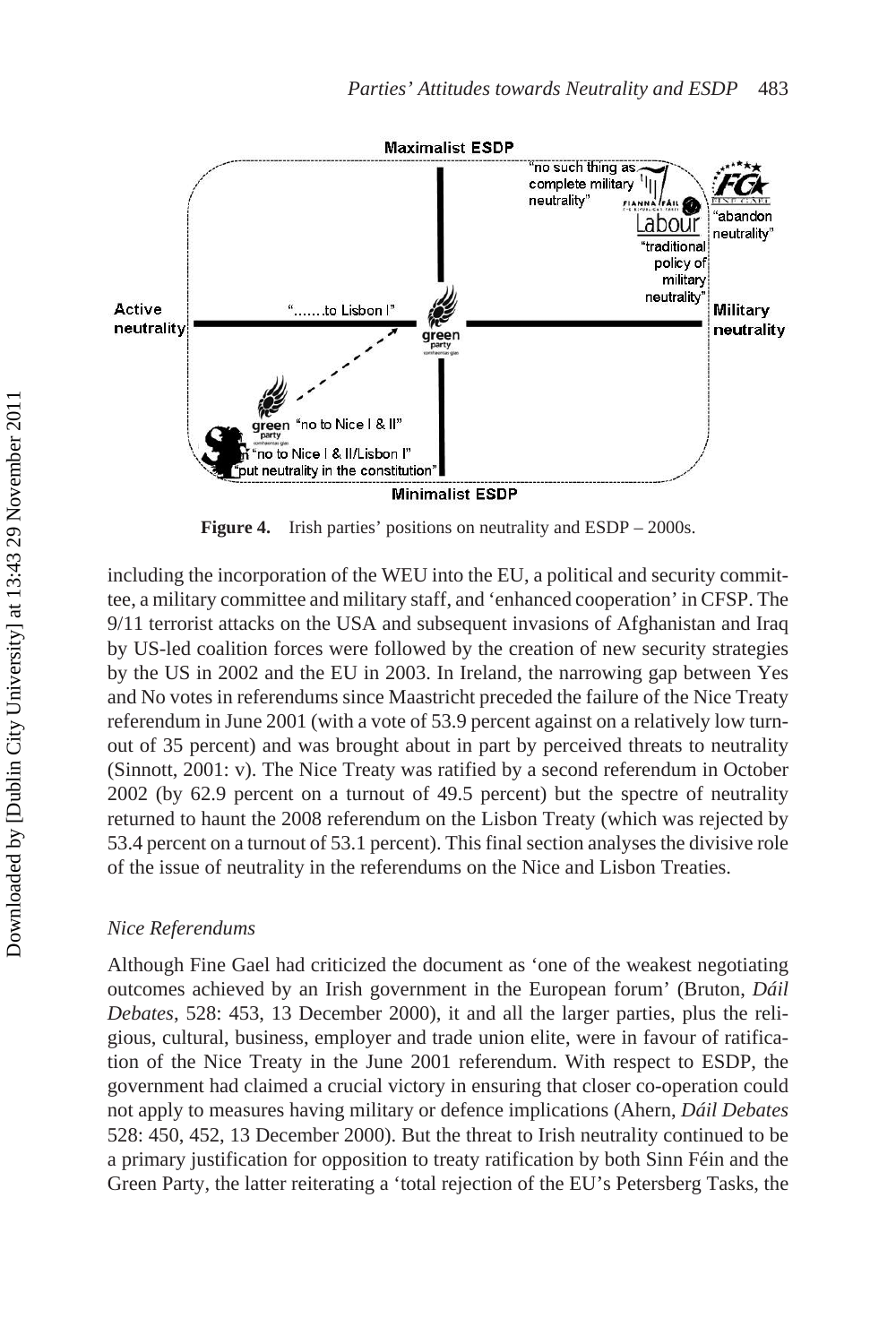**Figure 4.** Irish parties' positions on neutrality and ESDP – 2000s.

including the incorporation of the WEU into the EU, a political and security committee, a military committee and military staff, and 'enhanced cooperation' in CFSP. The 9/11 terrorist attacks on the USA and subsequent invasions of Afghanistan and Iraq by US-led coalition forces were followed by the creation of new security strategies by the US in 2002 and the EU in 2003. In Ireland, the narrowing gap between Yes and No votes in referendums since Maastricht preceded the failure of the Nice Treaty referendum in June 2001 (with a vote of 53.9 percent against on a relatively low turnout of 35 percent) and was brought about in part by perceived threats to neutrality (Sinnott, 2001: v). The Nice Treaty was ratified by a second referendum in October 2002 (by 62.9 percent on a turnout of 49.5 percent) but the spectre of neutrality returned to haunt the 2008 referendum on the Lisbon Treaty (which was rejected by 53.4 percent on a turnout of 53.1 percent). This final section analyses the divisive role of the issue of neutrality in the referendums on the Nice and Lisbon Treaties.

### *Nice Referendums*

Although Fine Gael had criticized the document as 'one of the weakest negotiating outcomes achieved by an Irish government in the European forum' (Bruton, *Dáil Debates*, 528: 453, 13 December 2000), it and all the larger parties, plus the religious, cultural, business, employer and trade union elite, were in favour of ratification of the Nice Treaty in the June 2001 referendum. With respect to ESDP, the government had claimed a crucial victory in ensuring that closer co-operation could not apply to measures having military or defence implications (Ahern, *Dáil Debates* 528: 450, 452, 13 December 2000). But the threat to Irish neutrality continued to be a primary justification for opposition to treaty ratification by both Sinn Féin and the Green Party, the latter reiterating a 'total rejection of the EU's Petersberg Tasks, the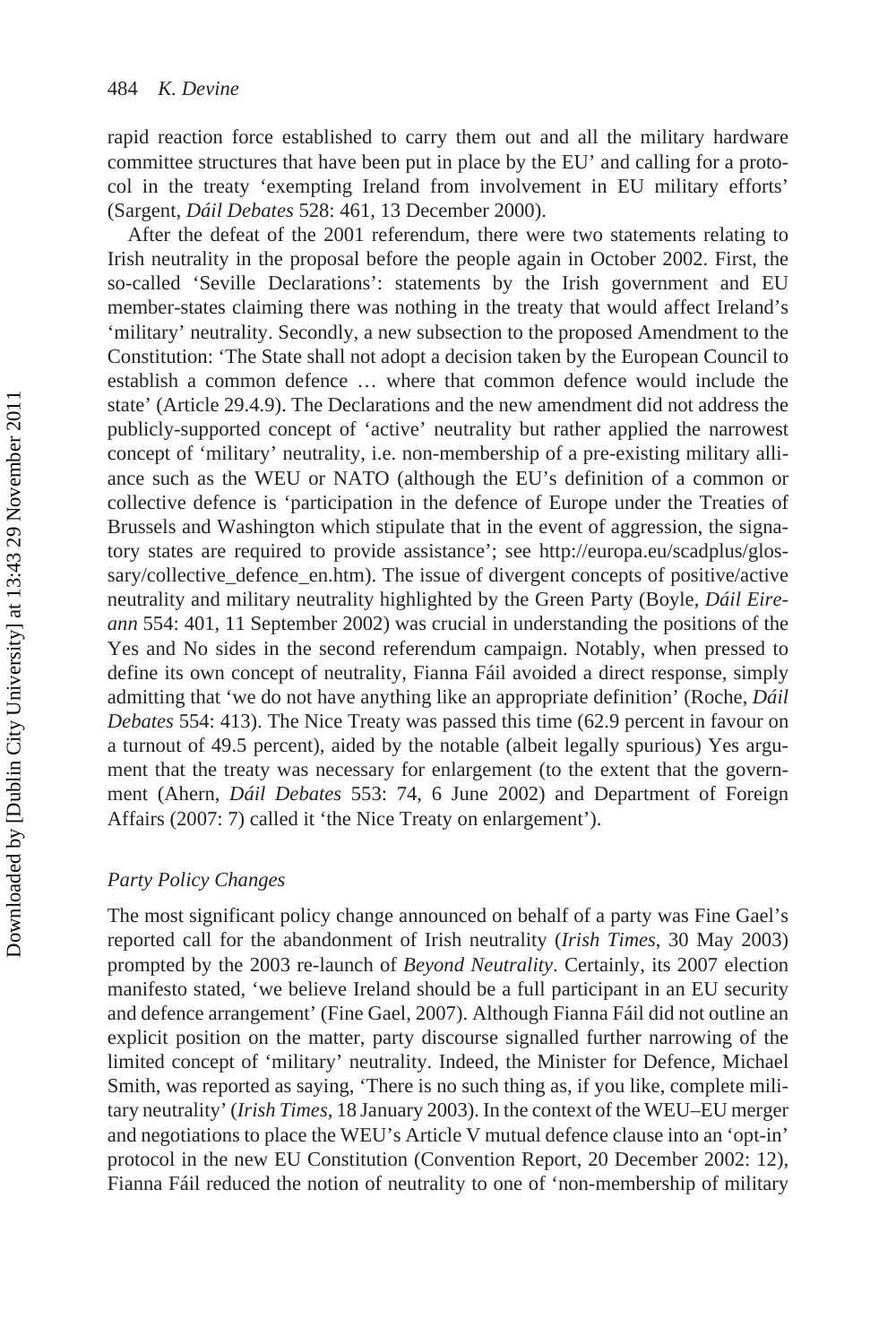rapid reaction force established to carry them out and all the military hardware committee structures that have been put in place by the EU' and calling for a protocol in the treaty 'exempting Ireland from involvement in EU military efforts' (Sargent, *Dáil Debates* 528: 461, 13 December 2000).

After the defeat of the 2001 referendum, there were two statements relating to Irish neutrality in the proposal before the people again in October 2002. First, the so-called 'Seville Declarations': statements by the Irish government and EU member-states claiming there was nothing in the treaty that would affect Ireland's 'military' neutrality. Secondly, a new subsection to the proposed Amendment to the Constitution: 'The State shall not adopt a decision taken by the European Council to establish a common defence … where that common defence would include the state' (Article 29.4.9). The Declarations and the new amendment did not address the publicly-supported concept of 'active' neutrality but rather applied the narrowest concept of 'military' neutrality, i.e. non-membership of a pre-existing military alliance such as the WEU or NATO (although the EU's definition of a common or collective defence is 'participation in the defence of Europe under the Treaties of Brussels and Washington which stipulate that in the event of aggression, the signatory states are required to provide assistance'; see http://europa.eu/scadplus/glossary/collective_defence_en.htm). The issue of divergent concepts of positive/active neutrality and military neutrality highlighted by the Green Party (Boyle, *Dáil Eireann* 554: 401, 11 September 2002) was crucial in understanding the positions of the Yes and No sides in the second referendum campaign. Notably, when pressed to define its own concept of neutrality, Fianna Fáil avoided a direct response, simply admitting that 'we do not have anything like an appropriate definition' (Roche, *Dáil Debates* 554: 413). The Nice Treaty was passed this time (62.9 percent in favour on a turnout of 49.5 percent), aided by the notable (albeit legally spurious) Yes argument that the treaty was necessary for enlargement (to the extent that the government (Ahern, *Dáil Debates* 553: 74, 6 June 2002) and Department of Foreign Affairs (2007: 7) called it 'the Nice Treaty on enlargement').

### *Party Policy Changes*

The most significant policy change announced on behalf of a party was Fine Gael's reported call for the abandonment of Irish neutrality (*Irish Times*, 30 May 2003) prompted by the 2003 re-launch of *Beyond Neutrality*. Certainly, its 2007 election manifesto stated, 'we believe Ireland should be a full participant in an EU security and defence arrangement' (Fine Gael, 2007). Although Fianna Fáil did not outline an explicit position on the matter, party discourse signalled further narrowing of the limited concept of 'military' neutrality. Indeed, the Minister for Defence, Michael Smith, was reported as saying, 'There is no such thing as, if you like, complete military neutrality' (*Irish Times*, 18 January 2003). In the context of the WEU–EU merger and negotiations to place the WEU's Article V mutual defence clause into an 'opt-in' protocol in the new EU Constitution (Convention Report, 20 December 2002: 12), Fianna Fáil reduced the notion of neutrality to one of 'non-membership of military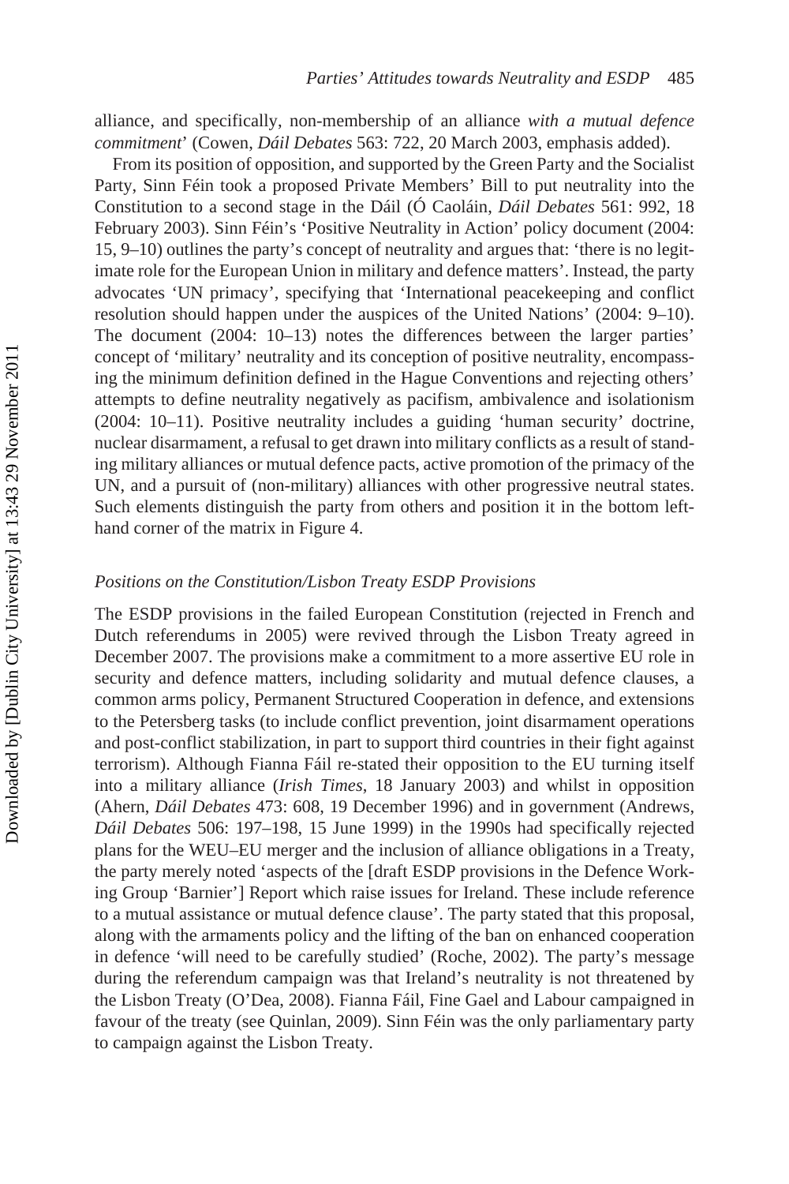alliance, and specifically, non-membership of an alliance *with a mutual defence commitment*' (Cowen, *Dáil Debates* 563: 722, 20 March 2003, emphasis added).

From its position of opposition, and supported by the Green Party and the Socialist Party, Sinn Féin took a proposed Private Members' Bill to put neutrality into the Constitution to a second stage in the Dáil (Ó Caoláin, *Dáil Debates* 561: 992, 18 February 2003). Sinn Féin's 'Positive Neutrality in Action' policy document (2004: 15, 9–10) outlines the party's concept of neutrality and argues that: 'there is no legitimate role for the European Union in military and defence matters'. Instead, the party advocates 'UN primacy', specifying that 'International peacekeeping and conflict resolution should happen under the auspices of the United Nations' (2004: 9–10). The document (2004: 10–13) notes the differences between the larger parties' concept of 'military' neutrality and its conception of positive neutrality, encompassing the minimum definition defined in the Hague Conventions and rejecting others' attempts to define neutrality negatively as pacifism, ambivalence and isolationism (2004: 10–11). Positive neutrality includes a guiding 'human security' doctrine, nuclear disarmament, a refusal to get drawn into military conflicts as a result of standing military alliances or mutual defence pacts, active promotion of the primacy of the UN, and a pursuit of (non-military) alliances with other progressive neutral states. Such elements distinguish the party from others and position it in the bottom left-hand corner of the matrix in Figure 4.

### *Positions on the Constitution/Lisbon Treaty ESDP Provisions*

The ESDP provisions in the failed European Constitution (rejected in French and Dutch referendums in 2005) were revived through the Lisbon Treaty agreed in December 2007. The provisions make a commitment to a more assertive EU role in security and defence matters, including solidarity and mutual defence clauses, a common arms policy, Permanent Structured Cooperation in defence, and extensions to the Petersberg tasks (to include conflict prevention, joint disarmament operations and post-conflict stabilization, in part to support third countries in their fight against terrorism). Although Fianna Fáil re-stated their opposition to the EU turning itself into a military alliance (*Irish Times*, 18 January 2003) and whilst in opposition (Ahern, *Dáil Debates* 473: 608, 19 December 1996) and in government (Andrews, *Dáil Debates* 506: 197–198, 15 June 1999) in the 1990s had specifically rejected plans for the WEU–EU merger and the inclusion of alliance obligations in a Treaty, the party merely noted 'aspects of the [draft ESDP provisions in the Defence Working Group 'Barnier'] Report which raise issues for Ireland. These include reference to a mutual assistance or mutual defence clause'. The party stated that this proposal, along with the armaments policy and the lifting of the ban on enhanced cooperation in defence 'will need to be carefully studied' (Roche, 2002). The party's message during the referendum campaign was that Ireland's neutrality is not threatened by the Lisbon Treaty (O'Dea, 2008). Fianna Fáil, Fine Gael and Labour campaigned in favour of the treaty (see Quinlan, 2009). Sinn Féin was the only parliamentary party to campaign against the Lisbon Treaty.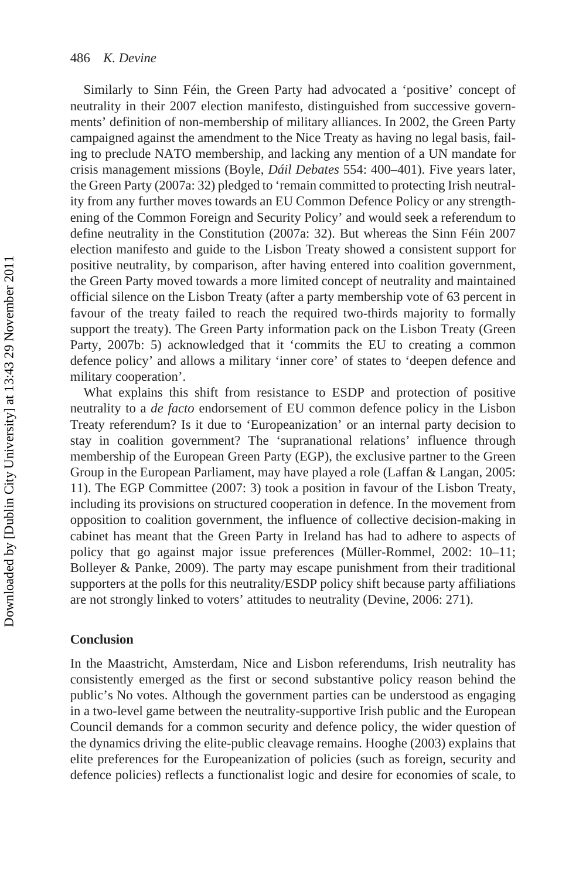Similarly to Sinn Féin, the Green Party had advocated a 'positive' concept of neutrality in their 2007 election manifesto, distinguished from successive governments' definition of non-membership of military alliances. In 2002, the Green Party campaigned against the amendment to the Nice Treaty as having no legal basis, failing to preclude NATO membership, and lacking any mention of a UN mandate for crisis management missions (Boyle, *Dáil Debates* 554: 400–401). Five years later, the Green Party (2007a: 32) pledged to 'remain committed to protecting Irish neutrality from any further moves towards an EU Common Defence Policy or any strengthening of the Common Foreign and Security Policy' and would seek a referendum to define neutrality in the Constitution (2007a: 32). But whereas the Sinn Féin 2007 election manifesto and guide to the Lisbon Treaty showed a consistent support for positive neutrality, by comparison, after having entered into coalition government, the Green Party moved towards a more limited concept of neutrality and maintained official silence on the Lisbon Treaty (after a party membership vote of 63 percent in favour of the treaty failed to reach the required two-thirds majority to formally support the treaty). The Green Party information pack on the Lisbon Treaty (Green Party, 2007b: 5) acknowledged that it 'commits the EU to creating a common defence policy' and allows a military 'inner core' of states to 'deepen defence and military cooperation'.

What explains this shift from resistance to ESDP and protection of positive neutrality to a *de facto* endorsement of EU common defence policy in the Lisbon Treaty referendum? Is it due to 'Europeanization' or an internal party decision to stay in coalition government? The 'supranational relations' influence through membership of the European Green Party (EGP), the exclusive partner to the Green Group in the European Parliament, may have played a role (Laffan & Langan, 2005: 11). The EGP Committee (2007: 3) took a position in favour of the Lisbon Treaty, including its provisions on structured cooperation in defence. In the movement from opposition to coalition government, the influence of collective decision-making in cabinet has meant that the Green Party in Ireland has had to adhere to aspects of policy that go against major issue preferences (Müller-Rommel, 2002: 10–11; Bolleyer & Panke, 2009). The party may escape punishment from their traditional supporters at the polls for this neutrality/ESDP policy shift because party affiliations are not strongly linked to voters' attitudes to neutrality (Devine, 2006: 271).

## Conclusion

In the Maastricht, Amsterdam, Nice and Lisbon referendums, Irish neutrality has consistently emerged as the first or second substantive policy reason behind the public's No votes. Although the government parties can be understood as engaging in a two-level game between the neutrality-supportive Irish public and the European Council demands for a common security and defence policy, the wider question of the dynamics driving the elite-public cleavage remains. Hooghe (2003) explains that elite preferences for the Europeanization of policies (such as foreign, security and defence policies) reflects a functionalist logic and desire for economies of scale, to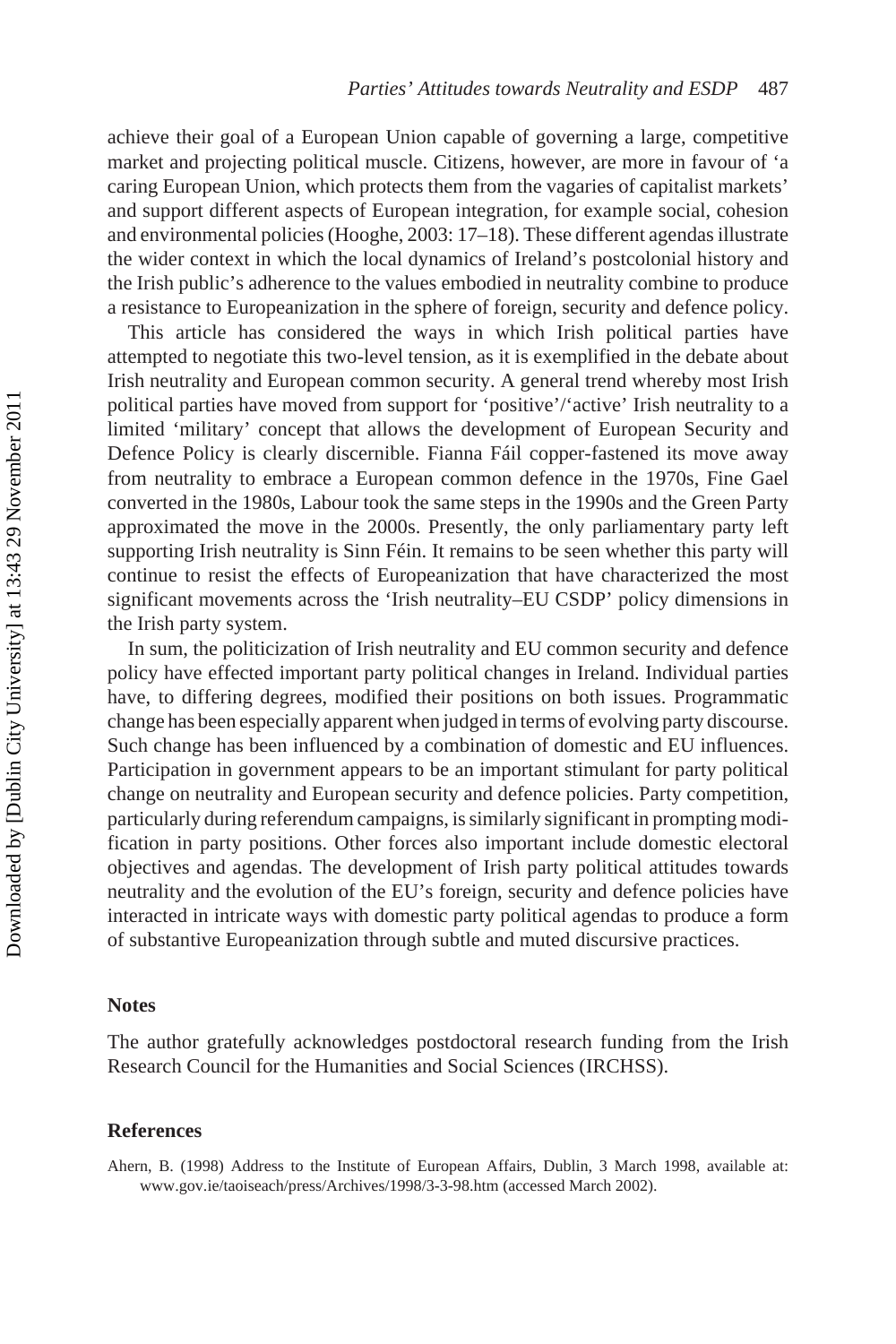achieve their goal of a European Union capable of governing a large, competitive market and projecting political muscle. Citizens, however, are more in favour of 'a caring European Union, which protects them from the vagaries of capitalist markets' and support different aspects of European integration, for example social, cohesion and environmental policies (Hooghe, 2003: 17–18). These different agendas illustrate the wider context in which the local dynamics of Ireland's postcolonial history and the Irish public's adherence to the values embodied in neutrality combine to produce a resistance to Europeanization in the sphere of foreign, security and defence policy.

This article has considered the ways in which Irish political parties have attempted to negotiate this two-level tension, as it is exemplified in the debate about Irish neutrality and European common security. A general trend whereby most Irish political parties have moved from support for 'positive'/'active' Irish neutrality to a limited 'military' concept that allows the development of European Security and Defence Policy is clearly discernible. Fianna Fáil copper-fastened its move away from neutrality to embrace a European common defence in the 1970s, Fine Gael converted in the 1980s, Labour took the same steps in the 1990s and the Green Party approximated the move in the 2000s. Presently, the only parliamentary party left supporting Irish neutrality is Sinn Féin. It remains to be seen whether this party will continue to resist the effects of Europeanization that have characterized the most significant movements across the 'Irish neutrality–EU CSDP' policy dimensions in the Irish party system.

In sum, the politicization of Irish neutrality and EU common security and defence policy have effected important party political changes in Ireland. Individual parties have, to differing degrees, modified their positions on both issues. Programmatic change has been especially apparent when judged in terms of evolving party discourse. Such change has been influenced by a combination of domestic and EU influences. Participation in government appears to be an important stimulant for party political change on neutrality and European security and defence policies. Party competition, particularly during referendum campaigns, is similarly significant in prompting modification in party positions. Other forces also important include domestic electoral objectives and agendas. The development of Irish party political attitudes towards neutrality and the evolution of the EU's foreign, security and defence policies have interacted in intricate ways with domestic party political agendas to produce a form of substantive Europeanization through subtle and muted discursive practices.

## Notes

The author gratefully acknowledges postdoctoral research funding from the Irish Research Council for the Humanities and Social Sciences (IRCHSS).

## References

Ahern, B. (1998) Address to the Institute of European Affairs, Dublin, 3 March 1998, available at: www.gov.ie/taoiseach/press/Archives/1998/3-3-98.htm (accessed March 2002).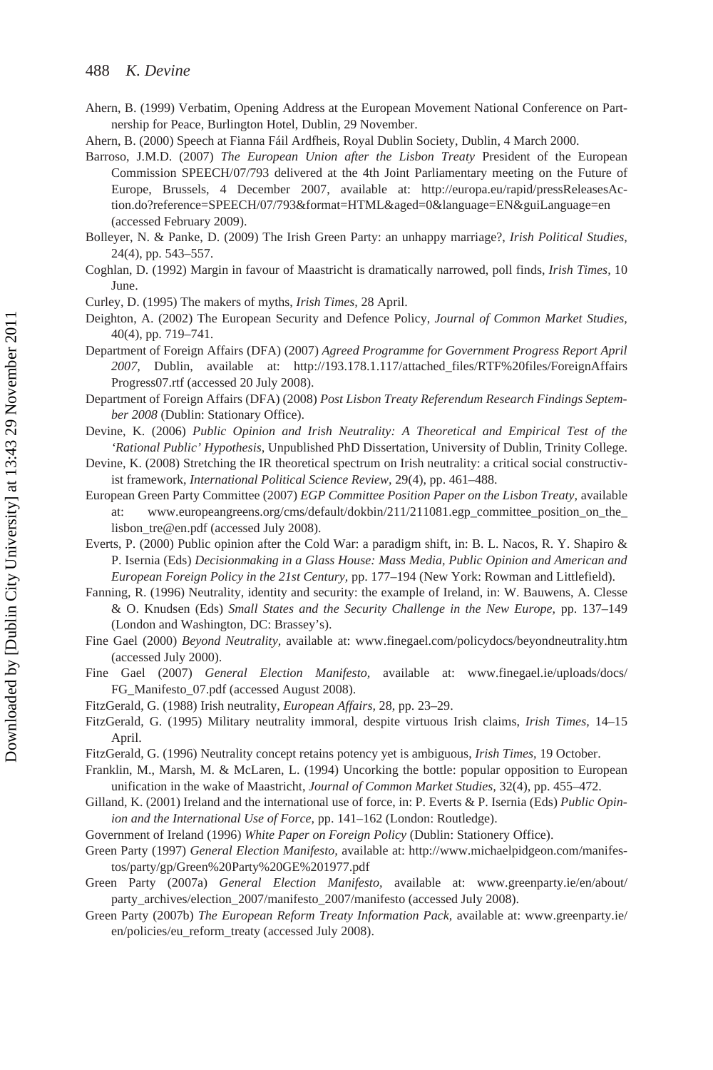Ahern, B. (1999) Verbatim, Opening Address at the European Movement National Conference on Partnership for Peace, Burlington Hotel, Dublin, 29 November.

Ahern, B. (2000) Speech at Fianna Fáil Ardfheis, Royal Dublin Society, Dublin, 4 March 2000.

Barroso, J.M.D. (2007) *The European Union after the Lisbon Treaty* President of the European Commission SPEECH/07/793 delivered at the 4th Joint Parliamentary meeting on the Future of Europe, Brussels, 4 December 2007, available at: http://europa.eu/rapid/pressReleasesAction.do?reference=SPEECH/07/793&format=HTML&aged=0&language=EN&guiLanguage=en (accessed February 2009).

Bolleyer, N. & Panke, D. (2009) The Irish Green Party: an unhappy marriage?, *Irish Political Studies*, 24(4), pp. 543–557.

Coghlan, D. (1992) Margin in favour of Maastricht is dramatically narrowed, poll finds, *Irish Times*, 10 June.

Curley, D. (1995) The makers of myths, *Irish Times*, 28 April.

Deighton, A. (2002) The European Security and Defence Policy, *Journal of Common Market Studies*, 40(4), pp. 719–741.

Department of Foreign Affairs (DFA) (2007) *Agreed Programme for Government Progress Report April 2007*, Dublin, available at: http://193.178.1.117/attached_files/RTF%20files/ForeignAffairsProgress07.rtf (accessed 20 July 2008).

Department of Foreign Affairs (DFA) (2008) *Post Lisbon Treaty Referendum Research Findings September 2008* (Dublin: Stationary Office).

Devine, K. (2006) *Public Opinion and Irish Neutrality: A Theoretical and Empirical Test of the 'Rational Public' Hypothesis*, Unpublished PhD Dissertation, University of Dublin, Trinity College.

Devine, K. (2008) Stretching the IR theoretical spectrum on Irish neutrality: a critical social constructivist framework, *International Political Science Review*, 29(4), pp. 461–488.

European Green Party Committee (2007) *EGP Committee Position Paper on the Lisbon Treaty*, available at: www.europeangreens.org/cms/default/dokbin/211/211081.egp_committee_position_on_the_lisbon_tre@en.pdf (accessed July 2008).

Everts, P. (2000) Public opinion after the Cold War: a paradigm shift, in: B. L. Nacos, R. Y. Shapiro & P. Isernia (Eds) *Decisionmaking in a Glass House: Mass Media, Public Opinion and American and European Foreign Policy in the 21st Century*, pp. 177–194 (New York: Rowman and Littlefield).

Fanning, R. (1996) Neutrality, identity and security: the example of Ireland, in: W. Bauwens, A. Clesse & O. Knudsen (Eds) *Small States and the Security Challenge in the New Europe*, pp. 137–149 (London and Washington, DC: Brassey's).

Fine Gael (2000) *Beyond Neutrality*, available at: www.finegael.com/policydocs/beyondneutrality.htm (accessed July 2000).

Fine Gael (2007) *General Election Manifesto*, available at: www.finegael.ie/uploads/docs/FG_Manifesto_07.pdf (accessed August 2008).

FitzGerald, G. (1988) Irish neutrality, *European Affairs*, 28, pp. 23–29.

FitzGerald, G. (1995) Military neutrality immoral, despite virtuous Irish claims, *Irish Times*, 14–15 April.

FitzGerald, G. (1996) Neutrality concept retains potency yet is ambiguous, *Irish Times*, 19 October.

Franklin, M., Marsh, M. & McLaren, L. (1994) Uncorking the bottle: popular opposition to European unification in the wake of Maastricht, *Journal of Common Market Studies*, 32(4), pp. 455–472.

Gilland, K. (2001) Ireland and the international use of force, in: P. Everts & P. Isernia (Eds) *Public Opinion and the International Use of Force*, pp. 141–162 (London: Routledge).

Government of Ireland (1996) *White Paper on Foreign Policy* (Dublin: Stationery Office).

Green Party (1997) *General Election Manifesto*, available at: http://www.michaelpidgeon.com/manifestos/party/gp/Green%20Party%20GE%201977.pdf

Green Party (2007a) *General Election Manifesto*, available at: www.greenparty.ie/en/about/party_archives/election_2007/manifesto_2007/manifesto (accessed July 2008).

Green Party (2007b) *The European Reform Treaty Information Pack*, available at: www.greenparty.ie/en/policies/eu_reform_treaty (accessed July 2008).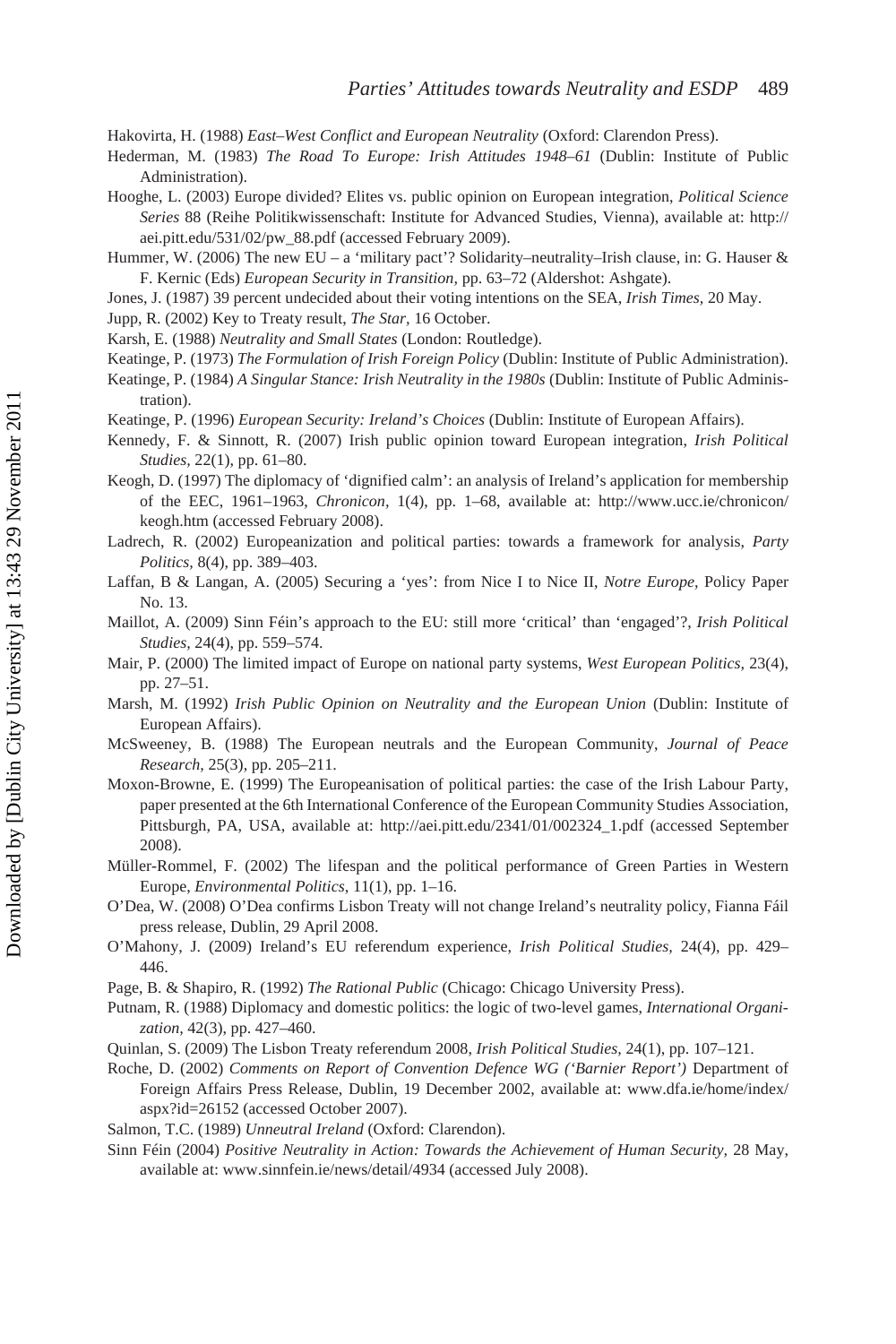Hakovirta, H. (1988) *East–West Conflict and European Neutrality* (Oxford: Clarendon Press).

Hederman, M. (1983) *The Road To Europe: Irish Attitudes 1948–61* (Dublin: Institute of Public Administration).

Hooghe, L. (2003) Europe divided? Elites vs. public opinion on European integration, *Political Science Series* 88 (Reihe Politikwissenschaft: Institute for Advanced Studies, Vienna), available at: http://aei.pitt.edu/531/02/pw_88.pdf (accessed February 2009).

Hummer, W. (2006) The new EU – a 'military pact'? Solidarity–neutrality–Irish clause, in: G. Hauser & F. Kernic (Eds) *European Security in Transition,* pp. 63–72 (Aldershot: Ashgate).

Jones, J. (1987) 39 percent undecided about their voting intentions on the SEA, *Irish Times,* 20 May.

Jupp, R. (2002) Key to Treaty result, *The Star,* 16 October.

Karsh, E. (1988) *Neutrality and Small States* (London: Routledge).

Keatinge, P. (1973) *The Formulation of Irish Foreign Policy* (Dublin: Institute of Public Administration).

Keatinge, P. (1984) *A Singular Stance: Irish Neutrality in the 1980s* (Dublin: Institute of Public Administration).

Keatinge, P. (1996) *European Security: Ireland's Choices* (Dublin: Institute of European Affairs).

Kennedy, F. & Sinnott, R. (2007) Irish public opinion toward European integration, *Irish Political Studies,* 22(1), pp. 61–80.

Keogh, D. (1997) The diplomacy of 'dignified calm': an analysis of Ireland's application for membership of the EEC, 1961–1963, *Chronicon,* 1(4), pp. 1–68, available at: http://www.ucc.ie/chronicon/keogh.htm (accessed February 2008).

Ladrech, R. (2002) Europeanization and political parties: towards a framework for analysis, *Party Politics,* 8(4), pp. 389–403.

Laffan, B & Langan, A. (2005) Securing a 'yes': from Nice I to Nice II, *Notre Europe,* Policy Paper No. 13.

Maillot, A. (2009) Sinn Féin's approach to the EU: still more 'critical' than 'engaged'?, *Irish Political Studies,* 24(4), pp. 559–574.

Mair, P. (2000) The limited impact of Europe on national party systems, *West European Politics,* 23(4), pp. 27–51.

Marsh, M. (1992) *Irish Public Opinion on Neutrality and the European Union* (Dublin: Institute of European Affairs).

McSweeney, B. (1988) The European neutrals and the European Community, *Journal of Peace Research,* 25(3), pp. 205–211.

Moxon-Browne, E. (1999) The Europeanisation of political parties: the case of the Irish Labour Party, paper presented at the 6th International Conference of the European Community Studies Association, Pittsburgh, PA, USA, available at: http://aei.pitt.edu/2341/01/002324_1.pdf (accessed September 2008).

Müller-Rommel, F. (2002) The lifespan and the political performance of Green Parties in Western Europe, *Environmental Politics,* 11(1), pp. 1–16.

O'Dea, W. (2008) O'Dea confirms Lisbon Treaty will not change Ireland's neutrality policy, Fianna Fáil press release, Dublin, 29 April 2008.

O'Mahony, J. (2009) Ireland's EU referendum experience, *Irish Political Studies,* 24(4), pp. 429–446.

Page, B. & Shapiro, R. (1992) *The Rational Public* (Chicago: Chicago University Press).

Putnam, R. (1988) Diplomacy and domestic politics: the logic of two-level games, *International Organization,* 42(3), pp. 427–460.

Quinlan, S. (2009) The Lisbon Treaty referendum 2008, *Irish Political Studies,* 24(1), pp. 107–121.

Roche, D. (2002) *Comments on Report of Convention Defence WG ('Barnier Report')* Department of Foreign Affairs Press Release, Dublin, 19 December 2002, available at: www.dfa.ie/home/index/aspx?id=26152 (accessed October 2007).

Salmon, T.C. (1989) *Unneutral Ireland* (Oxford: Clarendon).

Sinn Féin (2004) *Positive Neutrality in Action: Towards the Achievement of Human Security,* 28 May, available at: www.sinnfein.ie/news/detail/4934 (accessed July 2008).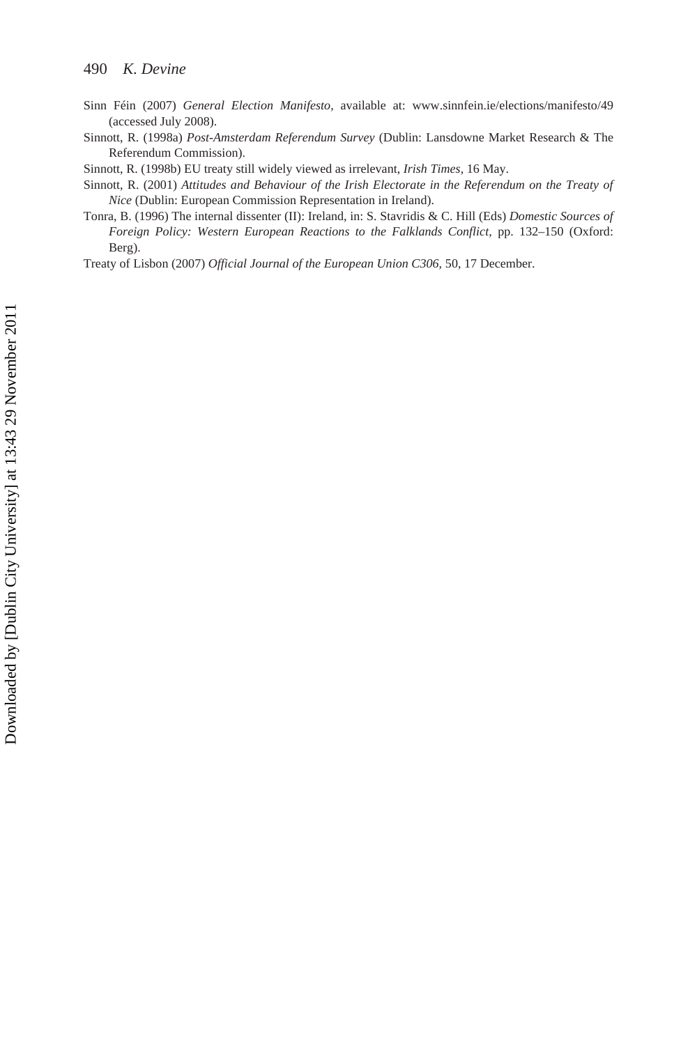Sinn Féin (2007) *General Election Manifesto,* available at: www.sinnfein.ie/elections/manifesto/49 (accessed July 2008).

Sinnott, R. (1998a) *Post-Amsterdam Referendum Survey* (Dublin: Lansdowne Market Research & The Referendum Commission).

Sinnott, R. (1998b) EU treaty still widely viewed as irrelevant, *Irish Times,* 16 May.

Sinnott, R. (2001) *Attitudes and Behaviour of the Irish Electorate in the Referendum on the Treaty of Nice* (Dublin: European Commission Representation in Ireland).

Tonra, B. (1996) The internal dissenter (II): Ireland, in: S. Stavridis & C. Hill (Eds) *Domestic Sources of Foreign Policy: Western European Reactions to the Falklands Conflict,* pp. 132–150 (Oxford: Berg).

Treaty of Lisbon (2007) *Official Journal of the European Union C306,* 50, 17 December.